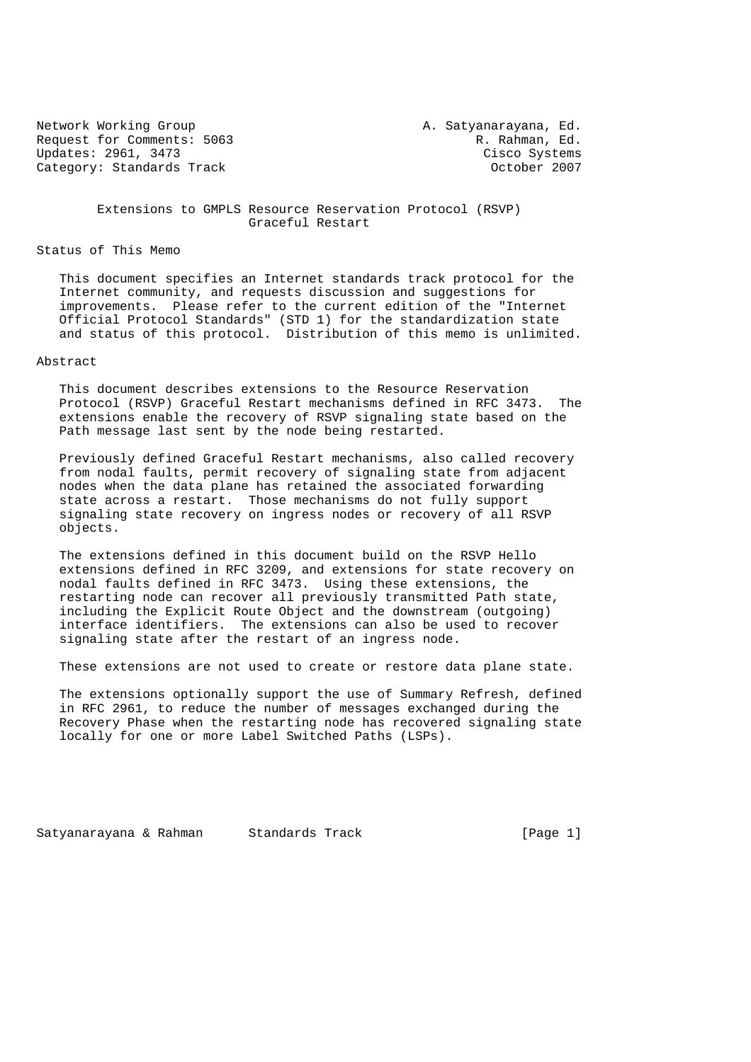Network Working Group A. Satyanarayana, Ed.
Request for Comments: 5063 R. Rahman, Ed.
Updates: 2961, 3473 Cisco Systems
Category: Standards Track October 2007

# Extensions to GMPLS Resource Reservation Protocol (RSVP) Graceful Restart

## Status of This Memo

This document specifies an Internet standards track protocol for the Internet community, and requests discussion and suggestions for improvements. Please refer to the current edition of the "Internet Official Protocol Standards" (STD 1) for the standardization state and status of this protocol. Distribution of this memo is unlimited.

## Abstract

This document describes extensions to the Resource Reservation Protocol (RSVP) Graceful Restart mechanisms defined in RFC 3473. The extensions enable the recovery of RSVP signaling state based on the Path message last sent by the node being restarted.

Previously defined Graceful Restart mechanisms, also called recovery from nodal faults, permit recovery of signaling state from adjacent nodes when the data plane has retained the associated forwarding state across a restart. Those mechanisms do not fully support signaling state recovery on ingress nodes or recovery of all RSVP objects.

The extensions defined in this document build on the RSVP Hello extensions defined in RFC 3209, and extensions for state recovery on nodal faults defined in RFC 3473. Using these extensions, the restarting node can recover all previously transmitted Path state, including the Explicit Route Object and the downstream (outgoing) interface identifiers. The extensions can also be used to recover signaling state after the restart of an ingress node.

These extensions are not used to create or restore data plane state.

The extensions optionally support the use of Summary Refresh, defined in RFC 2961, to reduce the number of messages exchanged during the Recovery Phase when the restarting node has recovered signaling state locally for one or more Label Switched Paths (LSPs).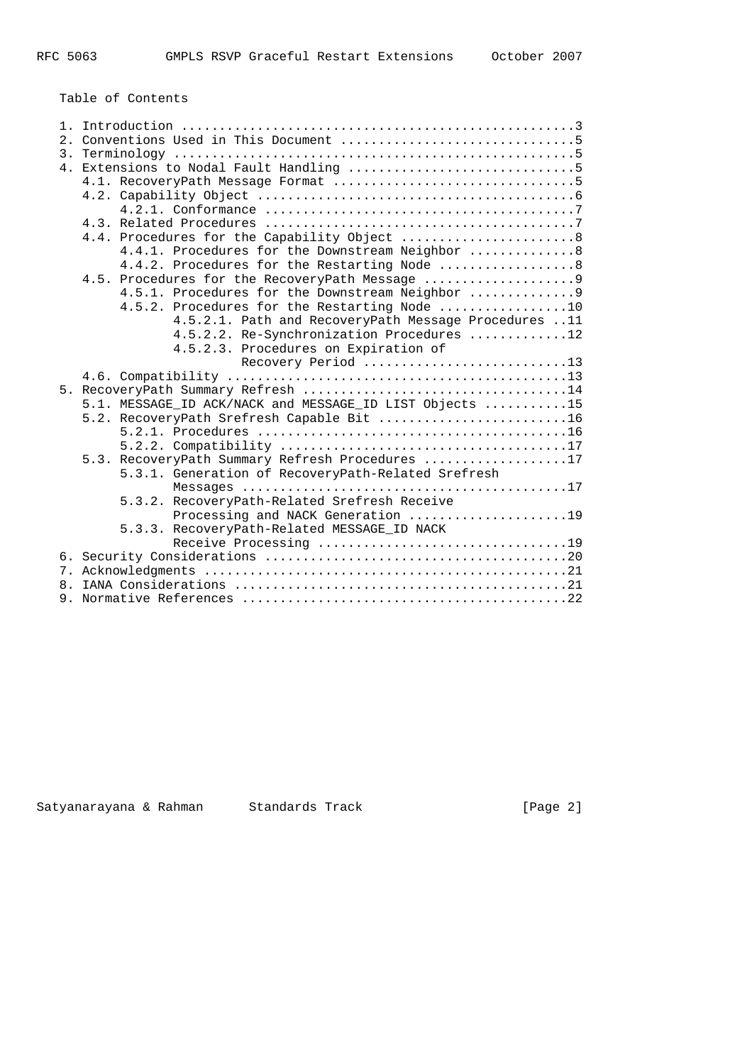Table of Contents

```
   1. Introduction ....................................................3
   2. Conventions Used in This Document ...............................5
   3. Terminology .....................................................5
   4. Extensions to Nodal Fault Handling ..............................5
      4.1. RecoveryPath Message Format ................................5
      4.2. Capability Object ..........................................6
           4.2.1. Conformance .........................................7
      4.3. Related Procedures .........................................7
      4.4. Procedures for the Capability Object .......................8
           4.4.1. Procedures for the Downstream Neighbor ..............8
           4.4.2. Procedures for the Restarting Node ..................8
      4.5. Procedures for the RecoveryPath Message ....................9
           4.5.1. Procedures for the Downstream Neighbor ..............9
           4.5.2. Procedures for the Restarting Node .................10
                  4.5.2.1. Path and RecoveryPath Message Procedures ..11
                  4.5.2.2. Re-Synchronization Procedures .............12
                  4.5.2.3. Procedures on Expiration of
                           Recovery Period ...........................13
      4.6. Compatibility .............................................13
   5. RecoveryPath Summary Refresh ...................................14
      5.1. MESSAGE_ID ACK/NACK and MESSAGE_ID LIST Objects ...........15
      5.2. RecoveryPath Srefresh Capable Bit .........................16
           5.2.1. Procedures .........................................16
           5.2.2. Compatibility ......................................17
      5.3. RecoveryPath Summary Refresh Procedures ...................17
           5.3.1. Generation of RecoveryPath-Related Srefresh
                  Messages ...........................................17
           5.3.2. RecoveryPath-Related Srefresh Receive
                  Processing and NACK Generation .....................19
           5.3.3. RecoveryPath-Related MESSAGE_ID NACK
                  Receive Processing .................................19
   6. Security Considerations ........................................20
   7. Acknowledgments ................................................21
   8. IANA Considerations ............................................21
   9. Normative References ...........................................22
```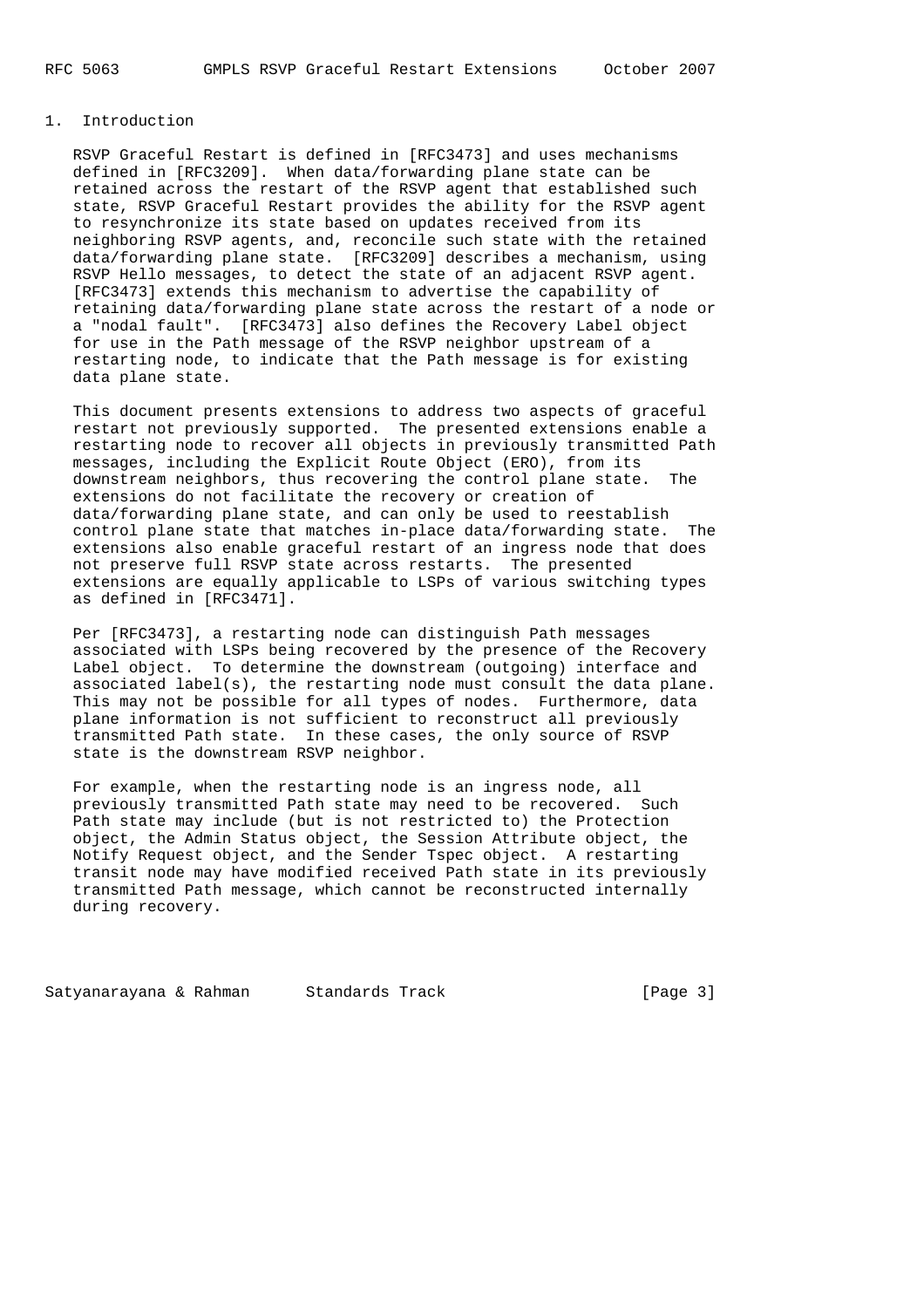## 1. Introduction

RSVP Graceful Restart is defined in [RFC3473] and uses mechanisms defined in [RFC3209]. When data/forwarding plane state can be retained across the restart of the RSVP agent that established such state, RSVP Graceful Restart provides the ability for the RSVP agent to resynchronize its state based on updates received from its neighboring RSVP agents, and, reconcile such state with the retained data/forwarding plane state. [RFC3209] describes a mechanism, using RSVP Hello messages, to detect the state of an adjacent RSVP agent. [RFC3473] extends this mechanism to advertise the capability of retaining data/forwarding plane state across the restart of a node or a "nodal fault". [RFC3473] also defines the Recovery Label object for use in the Path message of the RSVP neighbor upstream of a restarting node, to indicate that the Path message is for existing data plane state.

This document presents extensions to address two aspects of graceful restart not previously supported. The presented extensions enable a restarting node to recover all objects in previously transmitted Path messages, including the Explicit Route Object (ERO), from its downstream neighbors, thus recovering the control plane state. The extensions do not facilitate the recovery or creation of data/forwarding plane state, and can only be used to reestablish control plane state that matches in-place data/forwarding state. The extensions also enable graceful restart of an ingress node that does not preserve full RSVP state across restarts. The presented extensions are equally applicable to LSPs of various switching types as defined in [RFC3471].

Per [RFC3473], a restarting node can distinguish Path messages associated with LSPs being recovered by the presence of the Recovery Label object. To determine the downstream (outgoing) interface and associated label(s), the restarting node must consult the data plane. This may not be possible for all types of nodes. Furthermore, data plane information is not sufficient to reconstruct all previously transmitted Path state. In these cases, the only source of RSVP state is the downstream RSVP neighbor.

For example, when the restarting node is an ingress node, all previously transmitted Path state may need to be recovered. Such Path state may include (but is not restricted to) the Protection object, the Admin Status object, the Session Attribute object, the Notify Request object, and the Sender Tspec object. A restarting transit node may have modified received Path state in its previously transmitted Path message, which cannot be reconstructed internally during recovery.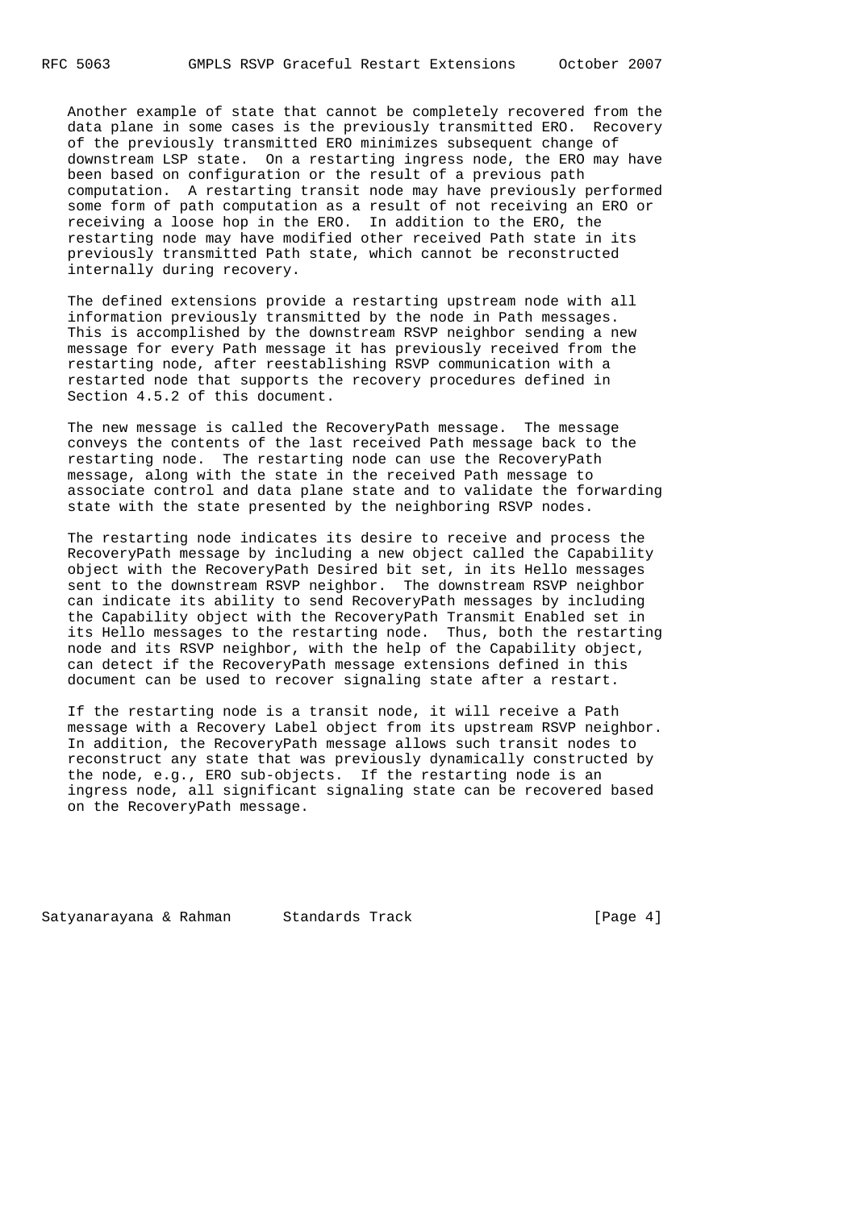Another example of state that cannot be completely recovered from the data plane in some cases is the previously transmitted ERO. Recovery of the previously transmitted ERO minimizes subsequent change of downstream LSP state. On a restarting ingress node, the ERO may have been based on configuration or the result of a previous path computation. A restarting transit node may have previously performed some form of path computation as a result of not receiving an ERO or receiving a loose hop in the ERO. In addition to the ERO, the restarting node may have modified other received Path state in its previously transmitted Path state, which cannot be reconstructed internally during recovery.

The defined extensions provide a restarting upstream node with all information previously transmitted by the node in Path messages. This is accomplished by the downstream RSVP neighbor sending a new message for every Path message it has previously received from the restarting node, after reestablishing RSVP communication with a restarted node that supports the recovery procedures defined in Section 4.5.2 of this document.

The new message is called the RecoveryPath message. The message conveys the contents of the last received Path message back to the restarting node. The restarting node can use the RecoveryPath message, along with the state in the received Path message to associate control and data plane state and to validate the forwarding state with the state presented by the neighboring RSVP nodes.

The restarting node indicates its desire to receive and process the RecoveryPath message by including a new object called the Capability object with the RecoveryPath Desired bit set, in its Hello messages sent to the downstream RSVP neighbor. The downstream RSVP neighbor can indicate its ability to send RecoveryPath messages by including the Capability object with the RecoveryPath Transmit Enabled set in its Hello messages to the restarting node. Thus, both the restarting node and its RSVP neighbor, with the help of the Capability object, can detect if the RecoveryPath message extensions defined in this document can be used to recover signaling state after a restart.

If the restarting node is a transit node, it will receive a Path message with a Recovery Label object from its upstream RSVP neighbor. In addition, the RecoveryPath message allows such transit nodes to reconstruct any state that was previously dynamically constructed by the node, e.g., ERO sub-objects. If the restarting node is an ingress node, all significant signaling state can be recovered based on the RecoveryPath message.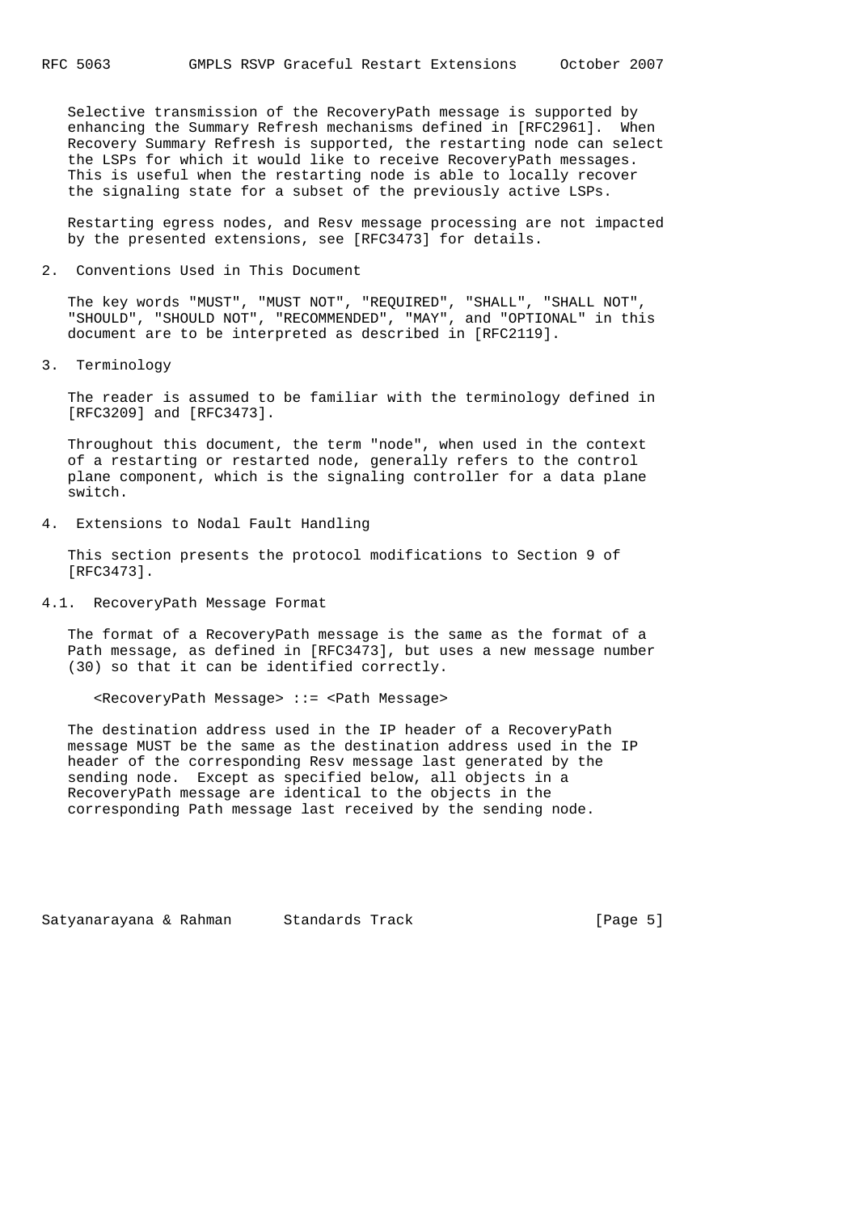Selective transmission of the RecoveryPath message is supported by enhancing the Summary Refresh mechanisms defined in [RFC2961]. When Recovery Summary Refresh is supported, the restarting node can select the LSPs for which it would like to receive RecoveryPath messages. This is useful when the restarting node is able to locally recover the signaling state for a subset of the previously active LSPs.

Restarting egress nodes, and Resv message processing are not impacted by the presented extensions, see [RFC3473] for details.

## 2. Conventions Used in This Document

The key words "MUST", "MUST NOT", "REQUIRED", "SHALL", "SHALL NOT", "SHOULD", "SHOULD NOT", "RECOMMENDED", "MAY", and "OPTIONAL" in this document are to be interpreted as described in [RFC2119].

## 3. Terminology

The reader is assumed to be familiar with the terminology defined in [RFC3209] and [RFC3473].

Throughout this document, the term "node", when used in the context of a restarting or restarted node, generally refers to the control plane component, which is the signaling controller for a data plane switch.

## 4. Extensions to Nodal Fault Handling

This section presents the protocol modifications to Section 9 of [RFC3473].

### 4.1. RecoveryPath Message Format

The format of a RecoveryPath message is the same as the format of a Path message, as defined in [RFC3473], but uses a new message number (30) so that it can be identified correctly.

```
<RecoveryPath Message> ::= <Path Message>
```

The destination address used in the IP header of a RecoveryPath message MUST be the same as the destination address used in the IP header of the corresponding Resv message last generated by the sending node. Except as specified below, all objects in a RecoveryPath message are identical to the objects in the corresponding Path message last received by the sending node.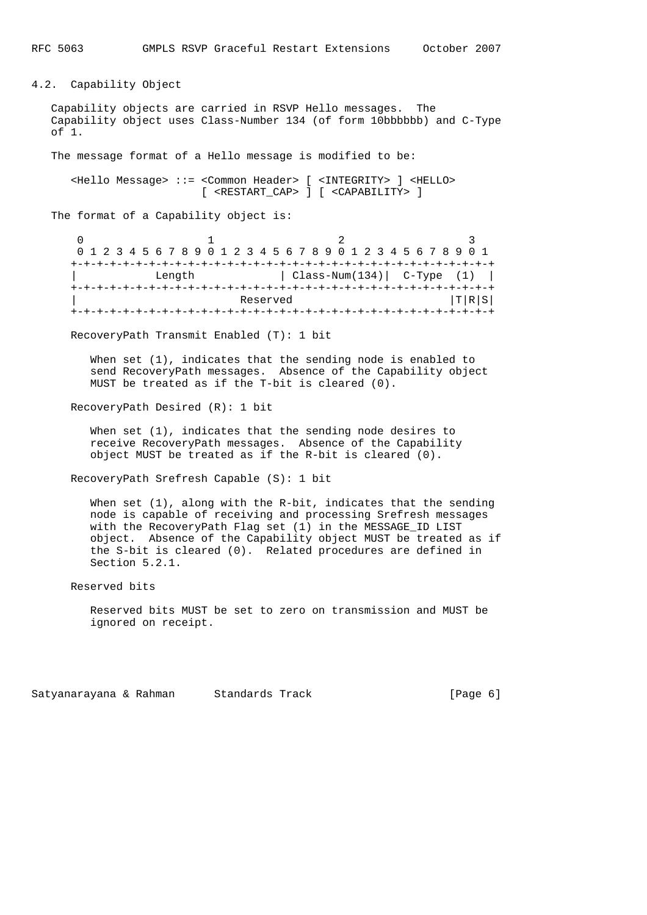## 4.2. Capability Object

Capability objects are carried in RSVP Hello messages. The Capability object uses Class-Number 134 (of form 10bbbbbb) and C-Type of 1.

The message format of a Hello message is modified to be:

```
<Hello Message> ::= <Common Header> [ <INTEGRITY> ] <HELLO>
                    [ <RESTART_CAP> ] [ <CAPABILITY> ]
```

The format of a Capability object is:

```
 0                   1                   2                   3
 0 1 2 3 4 5 6 7 8 9 0 1 2 3 4 5 6 7 8 9 0 1 2 3 4 5 6 7 8 9 0 1
+-+-+-+-+-+-+-+-+-+-+-+-+-+-+-+-+-+-+-+-+-+-+-+-+-+-+-+-+-+-+-+-+
|           Length              | Class-Num(134)|  C-Type  (1)  |
+-+-+-+-+-+-+-+-+-+-+-+-+-+-+-+-+-+-+-+-+-+-+-+-+-+-+-+-+-+-+-+-+
|                          Reserved                       |T|R|S|
+-+-+-+-+-+-+-+-+-+-+-+-+-+-+-+-+-+-+-+-+-+-+-+-+-+-+-+-+-+-+-+-+
```

RecoveryPath Transmit Enabled (T): 1 bit

When set (1), indicates that the sending node is enabled to send RecoveryPath messages. Absence of the Capability object MUST be treated as if the T-bit is cleared (0).

RecoveryPath Desired (R): 1 bit

When set (1), indicates that the sending node desires to receive RecoveryPath messages. Absence of the Capability object MUST be treated as if the R-bit is cleared (0).

RecoveryPath Srefresh Capable (S): 1 bit

When set (1), along with the R-bit, indicates that the sending node is capable of receiving and processing Srefresh messages with the RecoveryPath Flag set (1) in the MESSAGE_ID LIST object. Absence of the Capability object MUST be treated as if the S-bit is cleared (0). Related procedures are defined in Section 5.2.1.

Reserved bits

Reserved bits MUST be set to zero on transmission and MUST be ignored on receipt.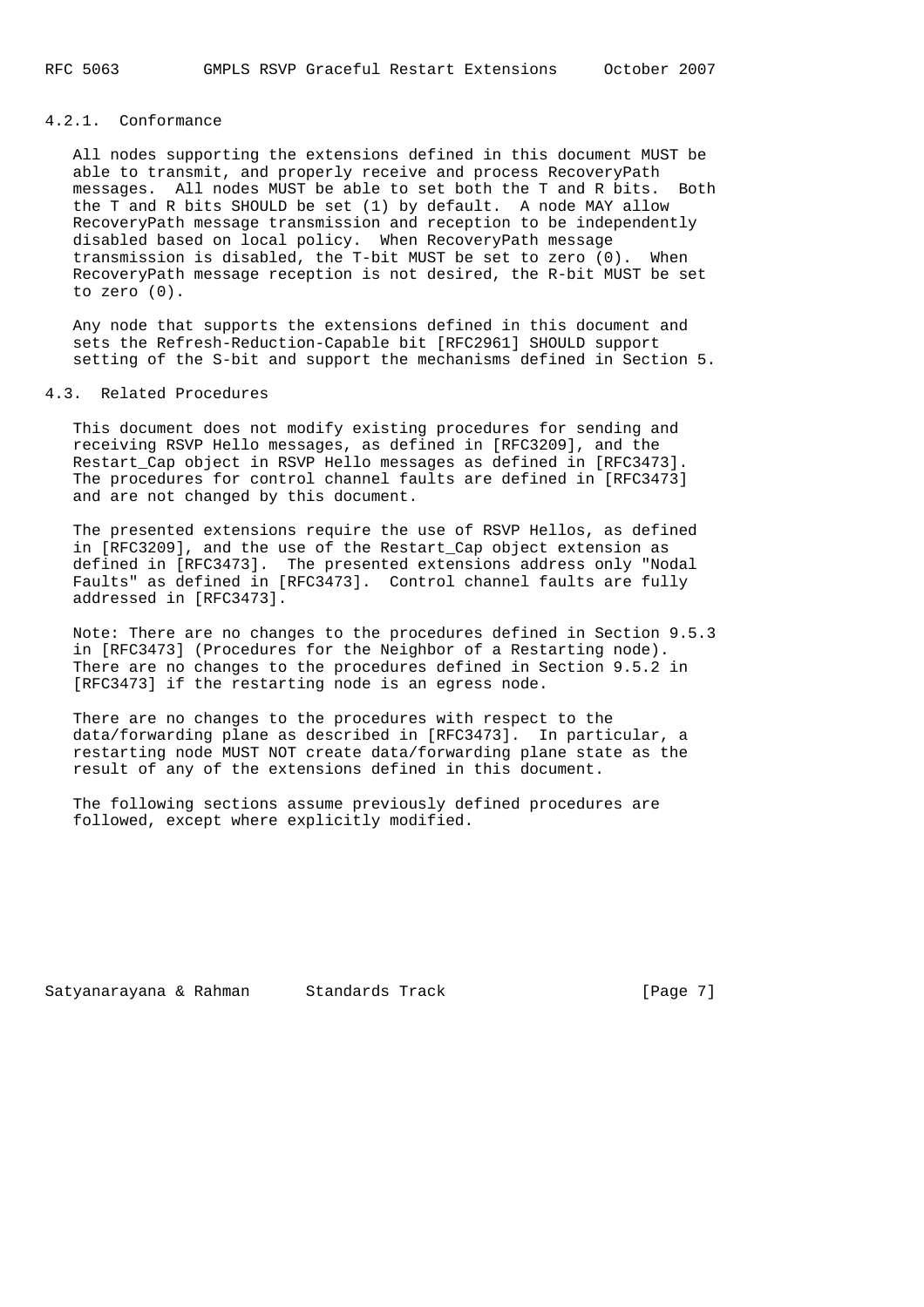#### 4.2.1. Conformance

All nodes supporting the extensions defined in this document MUST be able to transmit, and properly receive and process RecoveryPath messages. All nodes MUST be able to set both the T and R bits. Both the T and R bits SHOULD be set (1) by default. A node MAY allow RecoveryPath message transmission and reception to be independently disabled based on local policy. When RecoveryPath message transmission is disabled, the T-bit MUST be set to zero (0). When RecoveryPath message reception is not desired, the R-bit MUST be set to zero (0).

Any node that supports the extensions defined in this document and sets the Refresh-Reduction-Capable bit [RFC2961] SHOULD support setting of the S-bit and support the mechanisms defined in Section 5.

### 4.3. Related Procedures

This document does not modify existing procedures for sending and receiving RSVP Hello messages, as defined in [RFC3209], and the Restart_Cap object in RSVP Hello messages as defined in [RFC3473]. The procedures for control channel faults are defined in [RFC3473] and are not changed by this document.

The presented extensions require the use of RSVP Hellos, as defined in [RFC3209], and the use of the Restart_Cap object extension as defined in [RFC3473]. The presented extensions address only "Nodal Faults" as defined in [RFC3473]. Control channel faults are fully addressed in [RFC3473].

Note: There are no changes to the procedures defined in Section 9.5.3 in [RFC3473] (Procedures for the Neighbor of a Restarting node). There are no changes to the procedures defined in Section 9.5.2 in [RFC3473] if the restarting node is an egress node.

There are no changes to the procedures with respect to the data/forwarding plane as described in [RFC3473]. In particular, a restarting node MUST NOT create data/forwarding plane state as the result of any of the extensions defined in this document.

The following sections assume previously defined procedures are followed, except where explicitly modified.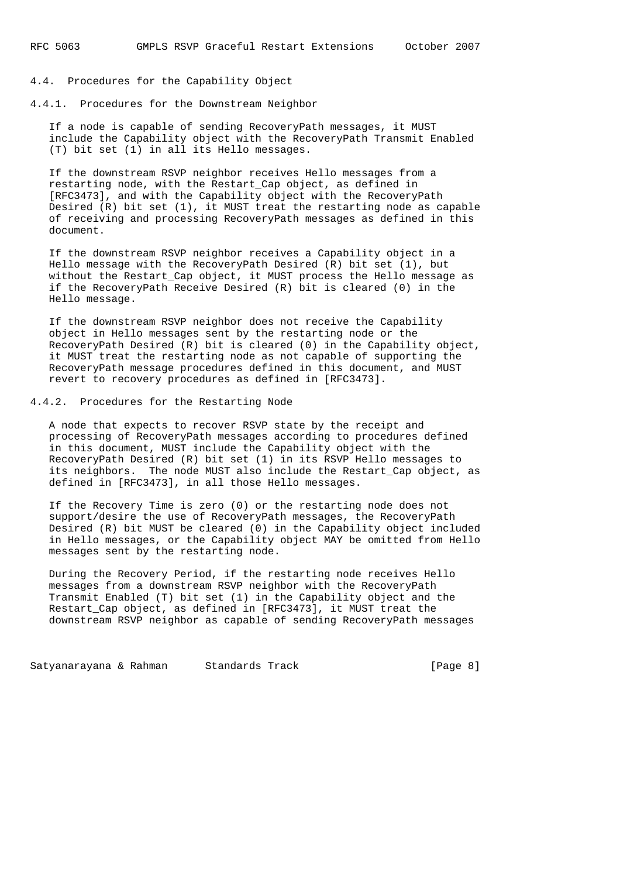### 4.4. Procedures for the Capability Object

#### 4.4.1. Procedures for the Downstream Neighbor

If a node is capable of sending RecoveryPath messages, it MUST include the Capability object with the RecoveryPath Transmit Enabled (T) bit set (1) in all its Hello messages.

If the downstream RSVP neighbor receives Hello messages from a restarting node, with the Restart_Cap object, as defined in [RFC3473], and with the Capability object with the RecoveryPath Desired (R) bit set (1), it MUST treat the restarting node as capable of receiving and processing RecoveryPath messages as defined in this document.

If the downstream RSVP neighbor receives a Capability object in a Hello message with the RecoveryPath Desired (R) bit set (1), but without the Restart_Cap object, it MUST process the Hello message as if the RecoveryPath Receive Desired (R) bit is cleared (0) in the Hello message.

If the downstream RSVP neighbor does not receive the Capability object in Hello messages sent by the restarting node or the RecoveryPath Desired (R) bit is cleared (0) in the Capability object, it MUST treat the restarting node as not capable of supporting the RecoveryPath message procedures defined in this document, and MUST revert to recovery procedures as defined in [RFC3473].

#### 4.4.2. Procedures for the Restarting Node

A node that expects to recover RSVP state by the receipt and processing of RecoveryPath messages according to procedures defined in this document, MUST include the Capability object with the RecoveryPath Desired (R) bit set (1) in its RSVP Hello messages to its neighbors. The node MUST also include the Restart_Cap object, as defined in [RFC3473], in all those Hello messages.

If the Recovery Time is zero (0) or the restarting node does not support/desire the use of RecoveryPath messages, the RecoveryPath Desired (R) bit MUST be cleared (0) in the Capability object included in Hello messages, or the Capability object MAY be omitted from Hello messages sent by the restarting node.

During the Recovery Period, if the restarting node receives Hello messages from a downstream RSVP neighbor with the RecoveryPath Transmit Enabled (T) bit set (1) in the Capability object and the Restart_Cap object, as defined in [RFC3473], it MUST treat the downstream RSVP neighbor as capable of sending RecoveryPath messages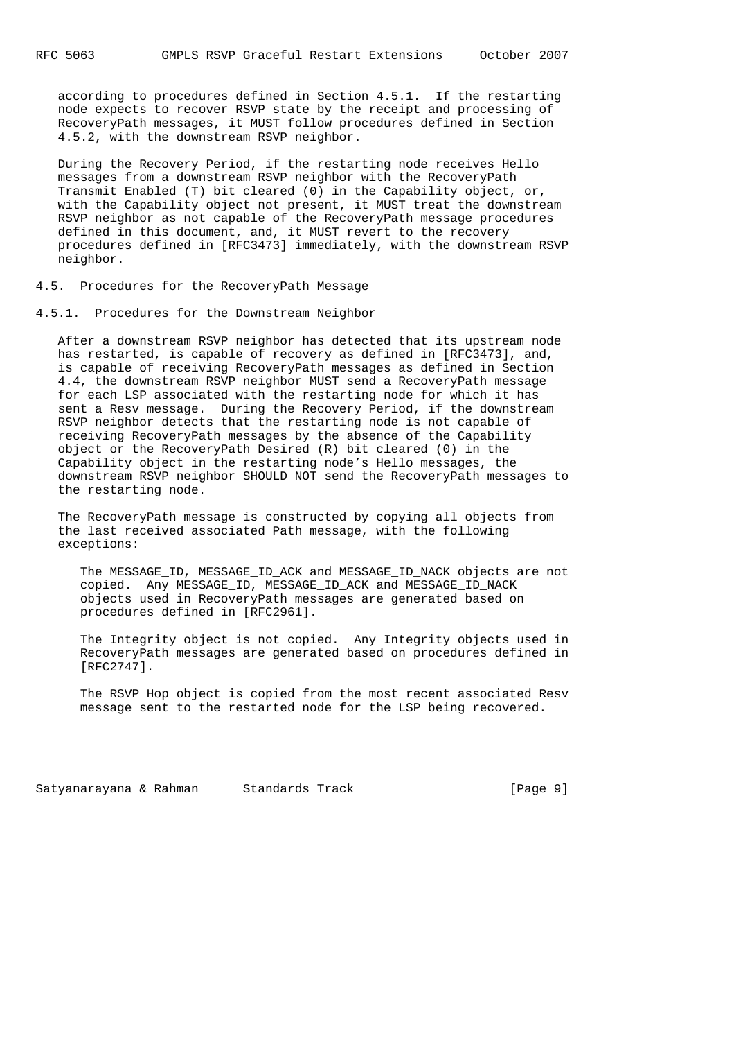according to procedures defined in Section 4.5.1. If the restarting node expects to recover RSVP state by the receipt and processing of RecoveryPath messages, it MUST follow procedures defined in Section 4.5.2, with the downstream RSVP neighbor.

During the Recovery Period, if the restarting node receives Hello messages from a downstream RSVP neighbor with the RecoveryPath Transmit Enabled (T) bit cleared (0) in the Capability object, or, with the Capability object not present, it MUST treat the downstream RSVP neighbor as not capable of the RecoveryPath message procedures defined in this document, and, it MUST revert to the recovery procedures defined in [RFC3473] immediately, with the downstream RSVP neighbor.

### 4.5. Procedures for the RecoveryPath Message

#### 4.5.1. Procedures for the Downstream Neighbor

After a downstream RSVP neighbor has detected that its upstream node has restarted, is capable of recovery as defined in [RFC3473], and, is capable of receiving RecoveryPath messages as defined in Section 4.4, the downstream RSVP neighbor MUST send a RecoveryPath message for each LSP associated with the restarting node for which it has sent a Resv message. During the Recovery Period, if the downstream RSVP neighbor detects that the restarting node is not capable of receiving RecoveryPath messages by the absence of the Capability object or the RecoveryPath Desired (R) bit cleared (0) in the Capability object in the restarting node's Hello messages, the downstream RSVP neighbor SHOULD NOT send the RecoveryPath messages to the restarting node.

The RecoveryPath message is constructed by copying all objects from the last received associated Path message, with the following exceptions:

The MESSAGE_ID, MESSAGE_ID_ACK and MESSAGE_ID_NACK objects are not copied. Any MESSAGE_ID, MESSAGE_ID_ACK and MESSAGE_ID_NACK objects used in RecoveryPath messages are generated based on procedures defined in [RFC2961].

The Integrity object is not copied. Any Integrity objects used in RecoveryPath messages are generated based on procedures defined in [RFC2747].

The RSVP Hop object is copied from the most recent associated Resv message sent to the restarted node for the LSP being recovered.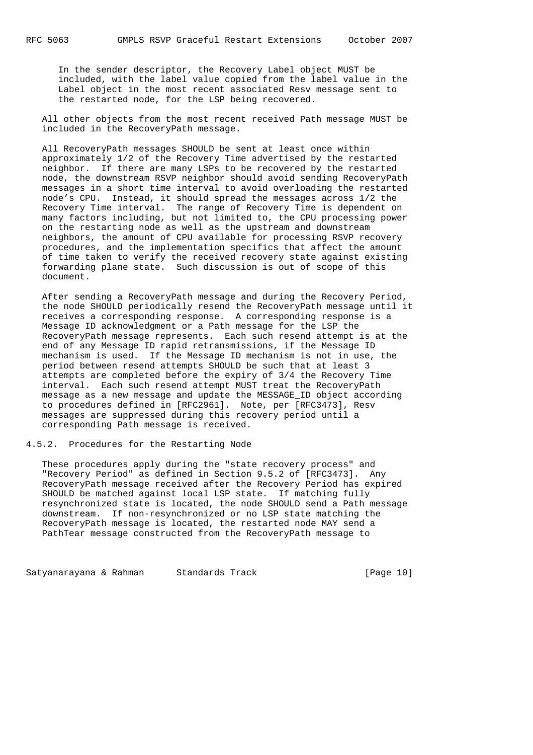In the sender descriptor, the Recovery Label object MUST be included, with the label value copied from the label value in the Label object in the most recent associated Resv message sent to the restarted node, for the LSP being recovered.

All other objects from the most recent received Path message MUST be included in the RecoveryPath message.

All RecoveryPath messages SHOULD be sent at least once within approximately 1/2 of the Recovery Time advertised by the restarted neighbor. If there are many LSPs to be recovered by the restarted node, the downstream RSVP neighbor should avoid sending RecoveryPath messages in a short time interval to avoid overloading the restarted node's CPU. Instead, it should spread the messages across 1/2 the Recovery Time interval. The range of Recovery Time is dependent on many factors including, but not limited to, the CPU processing power on the restarting node as well as the upstream and downstream neighbors, the amount of CPU available for processing RSVP recovery procedures, and the implementation specifics that affect the amount of time taken to verify the received recovery state against existing forwarding plane state. Such discussion is out of scope of this document.

After sending a RecoveryPath message and during the Recovery Period, the node SHOULD periodically resend the RecoveryPath message until it receives a corresponding response. A corresponding response is a Message ID acknowledgment or a Path message for the LSP the RecoveryPath message represents. Each such resend attempt is at the end of any Message ID rapid retransmissions, if the Message ID mechanism is used. If the Message ID mechanism is not in use, the period between resend attempts SHOULD be such that at least 3 attempts are completed before the expiry of 3/4 the Recovery Time interval. Each such resend attempt MUST treat the RecoveryPath message as a new message and update the MESSAGE_ID object according to procedures defined in [RFC2961]. Note, per [RFC3473], Resv messages are suppressed during this recovery period until a corresponding Path message is received.

### 4.5.2. Procedures for the Restarting Node

These procedures apply during the "state recovery process" and "Recovery Period" as defined in Section 9.5.2 of [RFC3473]. Any RecoveryPath message received after the Recovery Period has expired SHOULD be matched against local LSP state. If matching fully resynchronized state is located, the node SHOULD send a Path message downstream. If non-resynchronized or no LSP state matching the RecoveryPath message is located, the restarted node MAY send a PathTear message constructed from the RecoveryPath message to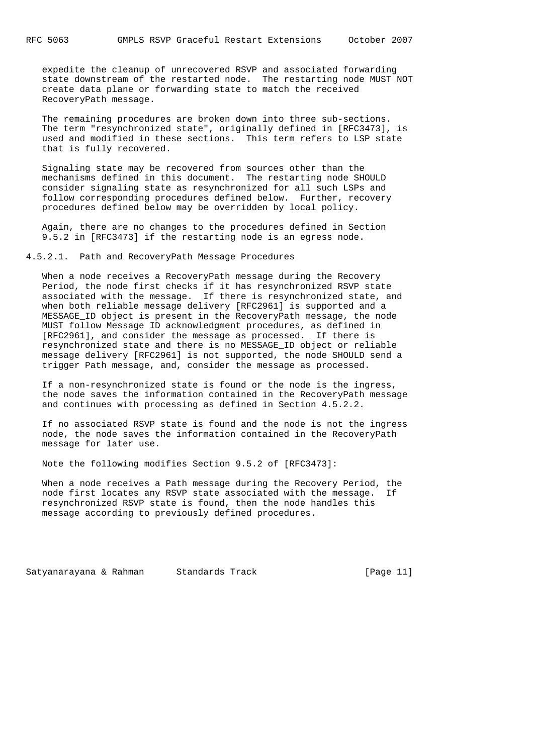expedite the cleanup of unrecovered RSVP and associated forwarding state downstream of the restarted node. The restarting node MUST NOT create data plane or forwarding state to match the received RecoveryPath message.

The remaining procedures are broken down into three sub-sections. The term "resynchronized state", originally defined in [RFC3473], is used and modified in these sections. This term refers to LSP state that is fully recovered.

Signaling state may be recovered from sources other than the mechanisms defined in this document. The restarting node SHOULD consider signaling state as resynchronized for all such LSPs and follow corresponding procedures defined below. Further, recovery procedures defined below may be overridden by local policy.

Again, there are no changes to the procedures defined in Section 9.5.2 in [RFC3473] if the restarting node is an egress node.

#### 4.5.2.1. Path and RecoveryPath Message Procedures

When a node receives a RecoveryPath message during the Recovery Period, the node first checks if it has resynchronized RSVP state associated with the message. If there is resynchronized state, and when both reliable message delivery [RFC2961] is supported and a MESSAGE_ID object is present in the RecoveryPath message, the node MUST follow Message ID acknowledgment procedures, as defined in [RFC2961], and consider the message as processed. If there is resynchronized state and there is no MESSAGE_ID object or reliable message delivery [RFC2961] is not supported, the node SHOULD send a trigger Path message, and, consider the message as processed.

If a non-resynchronized state is found or the node is the ingress, the node saves the information contained in the RecoveryPath message and continues with processing as defined in Section 4.5.2.2.

If no associated RSVP state is found and the node is not the ingress node, the node saves the information contained in the RecoveryPath message for later use.

Note the following modifies Section 9.5.2 of [RFC3473]:

When a node receives a Path message during the Recovery Period, the node first locates any RSVP state associated with the message. If resynchronized RSVP state is found, then the node handles this message according to previously defined procedures.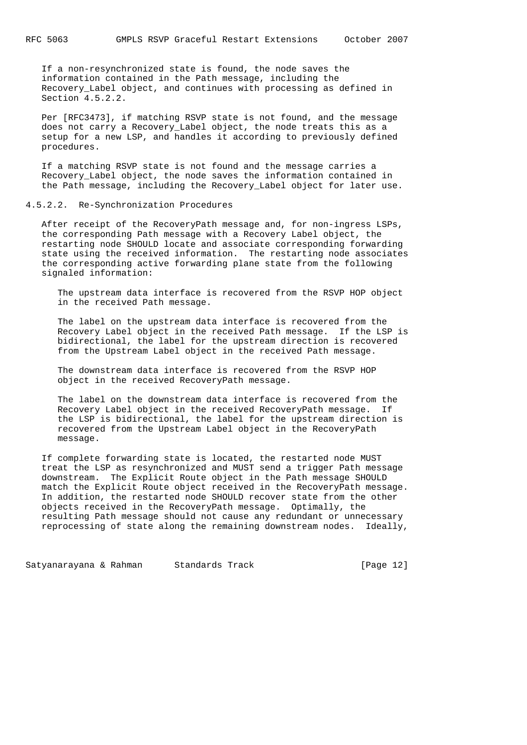If a non-resynchronized state is found, the node saves the information contained in the Path message, including the Recovery_Label object, and continues with processing as defined in Section 4.5.2.2.

Per [RFC3473], if matching RSVP state is not found, and the message does not carry a Recovery_Label object, the node treats this as a setup for a new LSP, and handles it according to previously defined procedures.

If a matching RSVP state is not found and the message carries a Recovery_Label object, the node saves the information contained in the Path message, including the Recovery_Label object for later use.

#### 4.5.2.2. Re-Synchronization Procedures

After receipt of the RecoveryPath message and, for non-ingress LSPs, the corresponding Path message with a Recovery Label object, the restarting node SHOULD locate and associate corresponding forwarding state using the received information. The restarting node associates the corresponding active forwarding plane state from the following signaled information:

The upstream data interface is recovered from the RSVP HOP object in the received Path message.

The label on the upstream data interface is recovered from the Recovery Label object in the received Path message. If the LSP is bidirectional, the label for the upstream direction is recovered from the Upstream Label object in the received Path message.

The downstream data interface is recovered from the RSVP HOP object in the received RecoveryPath message.

The label on the downstream data interface is recovered from the Recovery Label object in the received RecoveryPath message. If the LSP is bidirectional, the label for the upstream direction is recovered from the Upstream Label object in the RecoveryPath message.

If complete forwarding state is located, the restarted node MUST treat the LSP as resynchronized and MUST send a trigger Path message downstream. The Explicit Route object in the Path message SHOULD match the Explicit Route object received in the RecoveryPath message. In addition, the restarted node SHOULD recover state from the other objects received in the RecoveryPath message. Optimally, the resulting Path message should not cause any redundant or unnecessary reprocessing of state along the remaining downstream nodes. Ideally,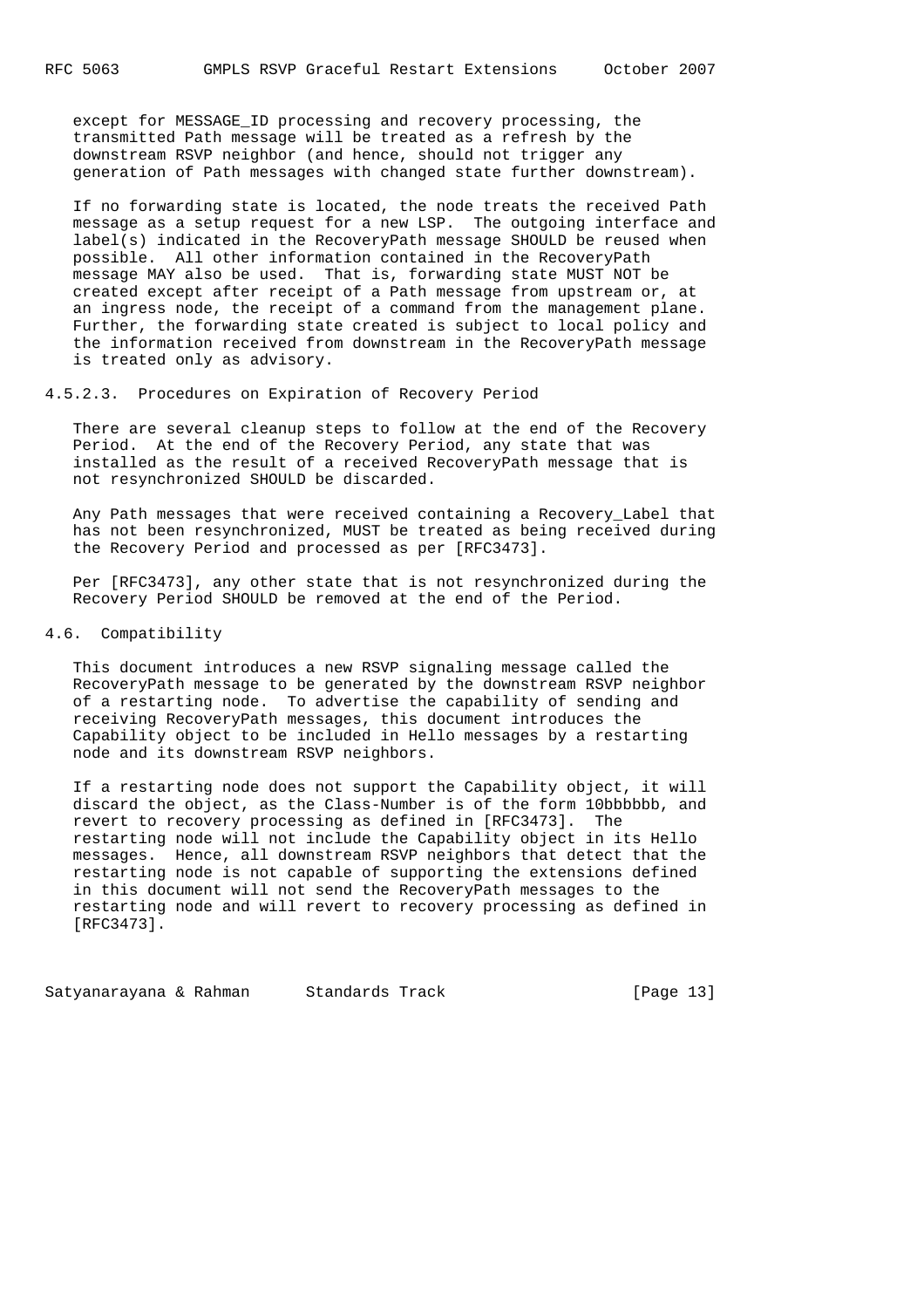except for MESSAGE_ID processing and recovery processing, the transmitted Path message will be treated as a refresh by the downstream RSVP neighbor (and hence, should not trigger any generation of Path messages with changed state further downstream).

If no forwarding state is located, the node treats the received Path message as a setup request for a new LSP. The outgoing interface and label(s) indicated in the RecoveryPath message SHOULD be reused when possible. All other information contained in the RecoveryPath message MAY also be used. That is, forwarding state MUST NOT be created except after receipt of a Path message from upstream or, at an ingress node, the receipt of a command from the management plane. Further, the forwarding state created is subject to local policy and the information received from downstream in the RecoveryPath message is treated only as advisory.

#### 4.5.2.3. Procedures on Expiration of Recovery Period

There are several cleanup steps to follow at the end of the Recovery Period. At the end of the Recovery Period, any state that was installed as the result of a received RecoveryPath message that is not resynchronized SHOULD be discarded.

Any Path messages that were received containing a Recovery_Label that has not been resynchronized, MUST be treated as being received during the Recovery Period and processed as per [RFC3473].

Per [RFC3473], any other state that is not resynchronized during the Recovery Period SHOULD be removed at the end of the Period.

### 4.6. Compatibility

This document introduces a new RSVP signaling message called the RecoveryPath message to be generated by the downstream RSVP neighbor of a restarting node. To advertise the capability of sending and receiving RecoveryPath messages, this document introduces the Capability object to be included in Hello messages by a restarting node and its downstream RSVP neighbors.

If a restarting node does not support the Capability object, it will discard the object, as the Class-Number is of the form 10bbbbbb, and revert to recovery processing as defined in [RFC3473]. The restarting node will not include the Capability object in its Hello messages. Hence, all downstream RSVP neighbors that detect that the restarting node is not capable of supporting the extensions defined in this document will not send the RecoveryPath messages to the restarting node and will revert to recovery processing as defined in [RFC3473].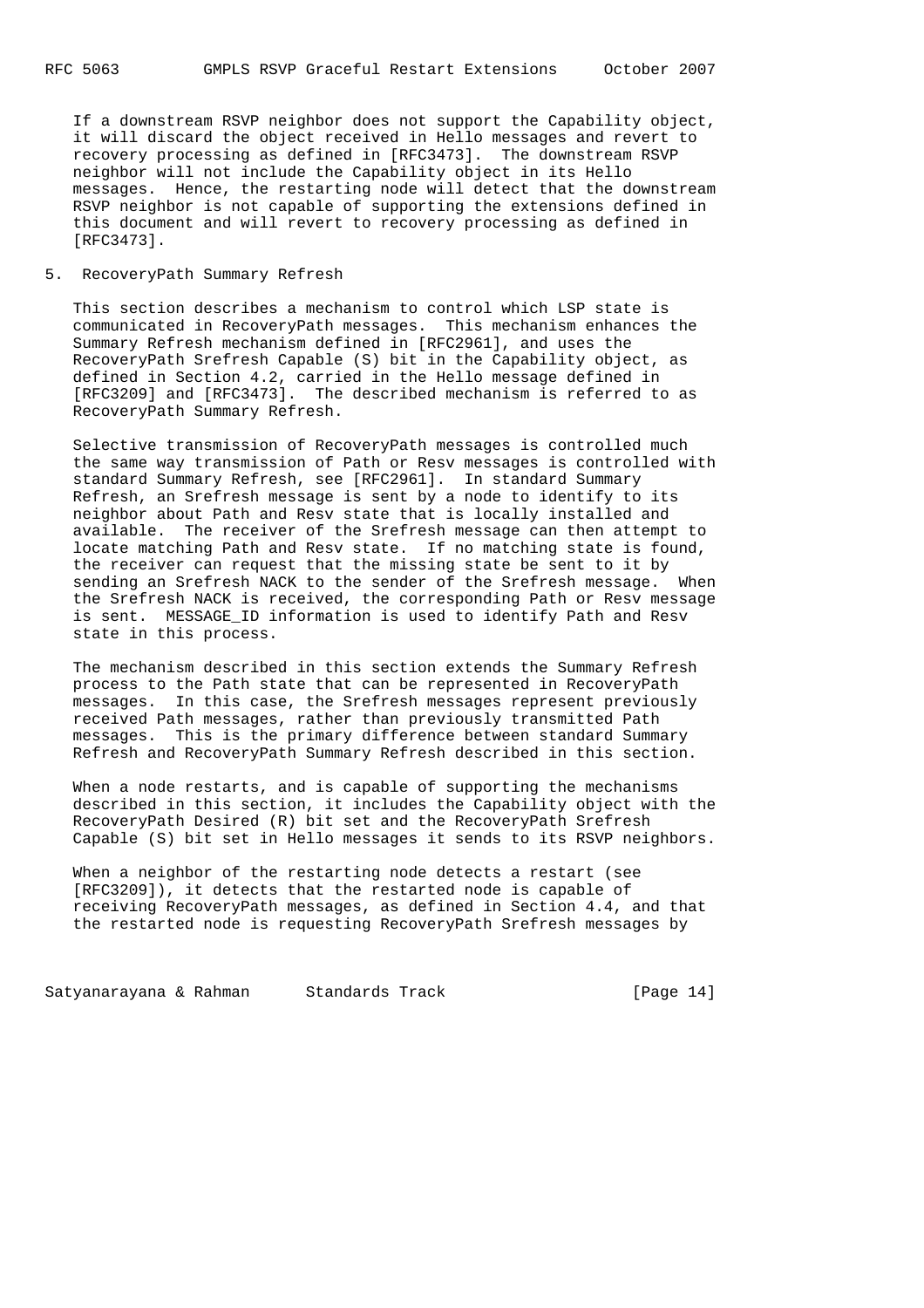If a downstream RSVP neighbor does not support the Capability object, it will discard the object received in Hello messages and revert to recovery processing as defined in [RFC3473]. The downstream RSVP neighbor will not include the Capability object in its Hello messages. Hence, the restarting node will detect that the downstream RSVP neighbor is not capable of supporting the extensions defined in this document and will revert to recovery processing as defined in [RFC3473].

## 5. RecoveryPath Summary Refresh

This section describes a mechanism to control which LSP state is communicated in RecoveryPath messages. This mechanism enhances the Summary Refresh mechanism defined in [RFC2961], and uses the RecoveryPath Srefresh Capable (S) bit in the Capability object, as defined in Section 4.2, carried in the Hello message defined in [RFC3209] and [RFC3473]. The described mechanism is referred to as RecoveryPath Summary Refresh.

Selective transmission of RecoveryPath messages is controlled much the same way transmission of Path or Resv messages is controlled with standard Summary Refresh, see [RFC2961]. In standard Summary Refresh, an Srefresh message is sent by a node to identify to its neighbor about Path and Resv state that is locally installed and available. The receiver of the Srefresh message can then attempt to locate matching Path and Resv state. If no matching state is found, the receiver can request that the missing state be sent to it by sending an Srefresh NACK to the sender of the Srefresh message. When the Srefresh NACK is received, the corresponding Path or Resv message is sent. MESSAGE_ID information is used to identify Path and Resv state in this process.

The mechanism described in this section extends the Summary Refresh process to the Path state that can be represented in RecoveryPath messages. In this case, the Srefresh messages represent previously received Path messages, rather than previously transmitted Path messages. This is the primary difference between standard Summary Refresh and RecoveryPath Summary Refresh described in this section.

When a node restarts, and is capable of supporting the mechanisms described in this section, it includes the Capability object with the RecoveryPath Desired (R) bit set and the RecoveryPath Srefresh Capable (S) bit set in Hello messages it sends to its RSVP neighbors.

When a neighbor of the restarting node detects a restart (see [RFC3209]), it detects that the restarted node is capable of receiving RecoveryPath messages, as defined in Section 4.4, and that the restarted node is requesting RecoveryPath Srefresh messages by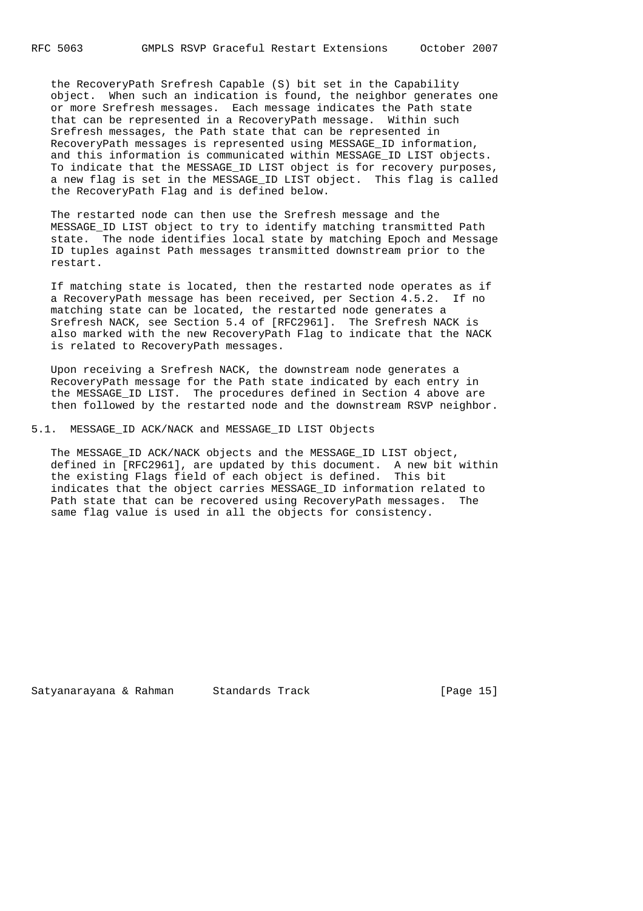the RecoveryPath Srefresh Capable (S) bit set in the Capability object. When such an indication is found, the neighbor generates one or more Srefresh messages. Each message indicates the Path state that can be represented in a RecoveryPath message. Within such Srefresh messages, the Path state that can be represented in RecoveryPath messages is represented using MESSAGE_ID information, and this information is communicated within MESSAGE_ID LIST objects. To indicate that the MESSAGE_ID LIST object is for recovery purposes, a new flag is set in the MESSAGE_ID LIST object. This flag is called the RecoveryPath Flag and is defined below.

The restarted node can then use the Srefresh message and the MESSAGE_ID LIST object to try to identify matching transmitted Path state. The node identifies local state by matching Epoch and Message ID tuples against Path messages transmitted downstream prior to the restart.

If matching state is located, then the restarted node operates as if a RecoveryPath message has been received, per Section 4.5.2. If no matching state can be located, the restarted node generates a Srefresh NACK, see Section 5.4 of [RFC2961]. The Srefresh NACK is also marked with the new RecoveryPath Flag to indicate that the NACK is related to RecoveryPath messages.

Upon receiving a Srefresh NACK, the downstream node generates a RecoveryPath message for the Path state indicated by each entry in the MESSAGE_ID LIST. The procedures defined in Section 4 above are then followed by the restarted node and the downstream RSVP neighbor.

## 5.1. MESSAGE_ID ACK/NACK and MESSAGE_ID LIST Objects

The MESSAGE_ID ACK/NACK objects and the MESSAGE_ID LIST object, defined in [RFC2961], are updated by this document. A new bit within the existing Flags field of each object is defined. This bit indicates that the object carries MESSAGE_ID information related to Path state that can be recovered using RecoveryPath messages. The same flag value is used in all the objects for consistency.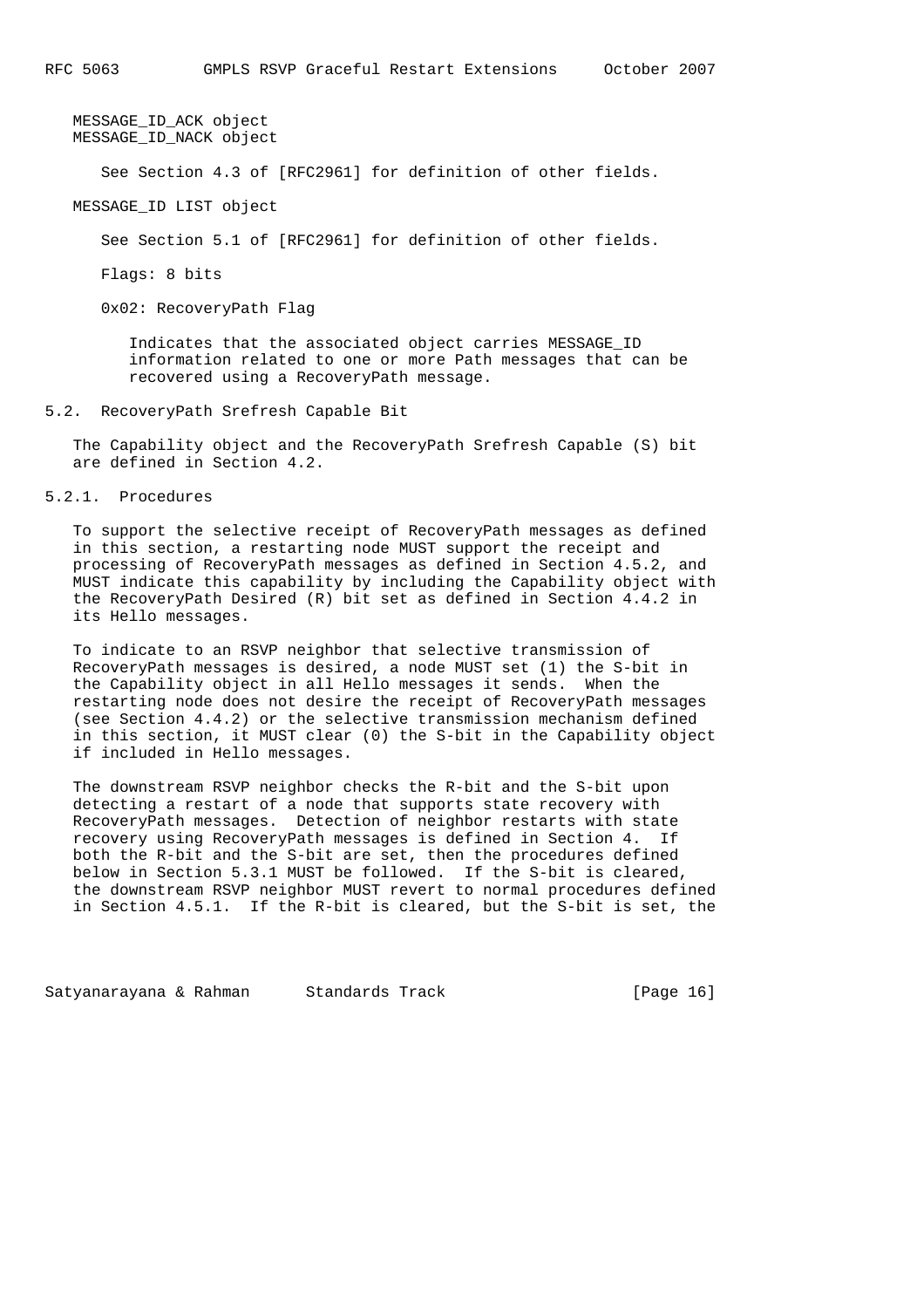MESSAGE_ID_ACK object
MESSAGE_ID_NACK object

See Section 4.3 of [RFC2961] for definition of other fields.

MESSAGE_ID LIST object

See Section 5.1 of [RFC2961] for definition of other fields.

Flags: 8 bits

0x02: RecoveryPath Flag

Indicates that the associated object carries MESSAGE_ID information related to one or more Path messages that can be recovered using a RecoveryPath message.

### 5.2. RecoveryPath Srefresh Capable Bit

The Capability object and the RecoveryPath Srefresh Capable (S) bit are defined in Section 4.2.

#### 5.2.1. Procedures

To support the selective receipt of RecoveryPath messages as defined in this section, a restarting node MUST support the receipt and processing of RecoveryPath messages as defined in Section 4.5.2, and MUST indicate this capability by including the Capability object with the RecoveryPath Desired (R) bit set as defined in Section 4.4.2 in its Hello messages.

To indicate to an RSVP neighbor that selective transmission of RecoveryPath messages is desired, a node MUST set (1) the S-bit in the Capability object in all Hello messages it sends. When the restarting node does not desire the receipt of RecoveryPath messages (see Section 4.4.2) or the selective transmission mechanism defined in this section, it MUST clear (0) the S-bit in the Capability object if included in Hello messages.

The downstream RSVP neighbor checks the R-bit and the S-bit upon detecting a restart of a node that supports state recovery with RecoveryPath messages. Detection of neighbor restarts with state recovery using RecoveryPath messages is defined in Section 4. If both the R-bit and the S-bit are set, then the procedures defined below in Section 5.3.1 MUST be followed. If the S-bit is cleared, the downstream RSVP neighbor MUST revert to normal procedures defined in Section 4.5.1. If the R-bit is cleared, but the S-bit is set, the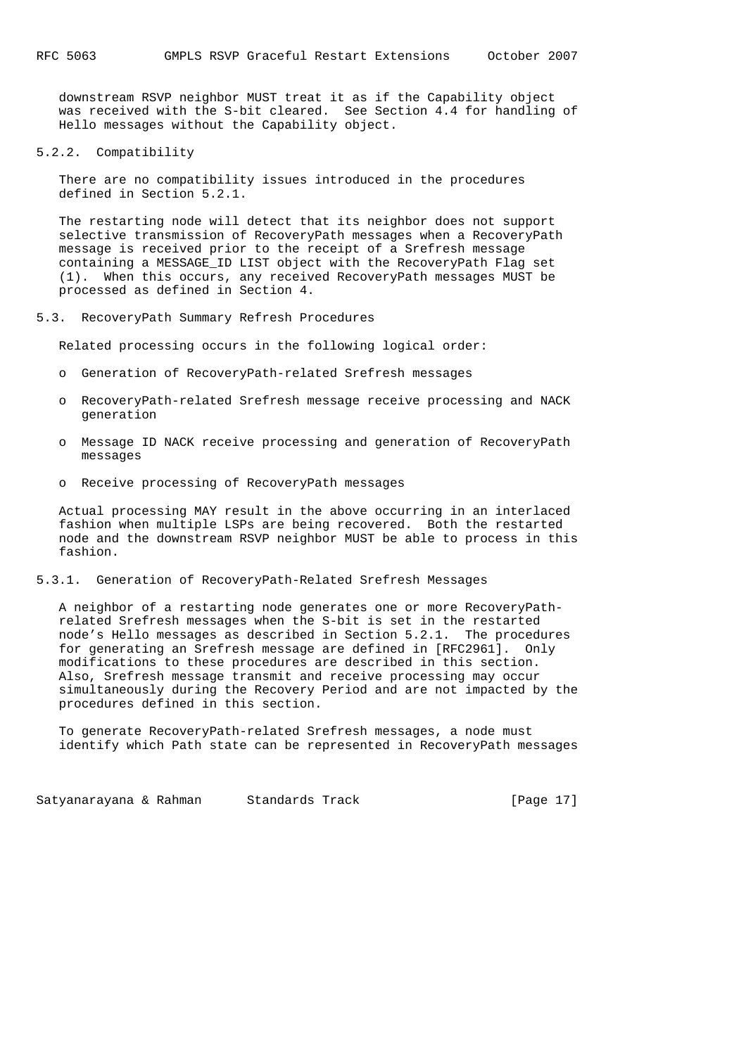downstream RSVP neighbor MUST treat it as if the Capability object was received with the S-bit cleared. See Section 4.4 for handling of Hello messages without the Capability object.

#### 5.2.2. Compatibility

There are no compatibility issues introduced in the procedures defined in Section 5.2.1.

The restarting node will detect that its neighbor does not support selective transmission of RecoveryPath messages when a RecoveryPath message is received prior to the receipt of a Srefresh message containing a MESSAGE_ID LIST object with the RecoveryPath Flag set (1). When this occurs, any received RecoveryPath messages MUST be processed as defined in Section 4.

### 5.3. RecoveryPath Summary Refresh Procedures

Related processing occurs in the following logical order:

- Generation of RecoveryPath-related Srefresh messages
- RecoveryPath-related Srefresh message receive processing and NACK generation
- Message ID NACK receive processing and generation of RecoveryPath messages
- Receive processing of RecoveryPath messages

Actual processing MAY result in the above occurring in an interlaced fashion when multiple LSPs are being recovered. Both the restarted node and the downstream RSVP neighbor MUST be able to process in this fashion.

#### 5.3.1. Generation of RecoveryPath-Related Srefresh Messages

A neighbor of a restarting node generates one or more RecoveryPath-related Srefresh messages when the S-bit is set in the restarted node's Hello messages as described in Section 5.2.1. The procedures for generating an Srefresh message are defined in [RFC2961]. Only modifications to these procedures are described in this section. Also, Srefresh message transmit and receive processing may occur simultaneously during the Recovery Period and are not impacted by the procedures defined in this section.

To generate RecoveryPath-related Srefresh messages, a node must identify which Path state can be represented in RecoveryPath messages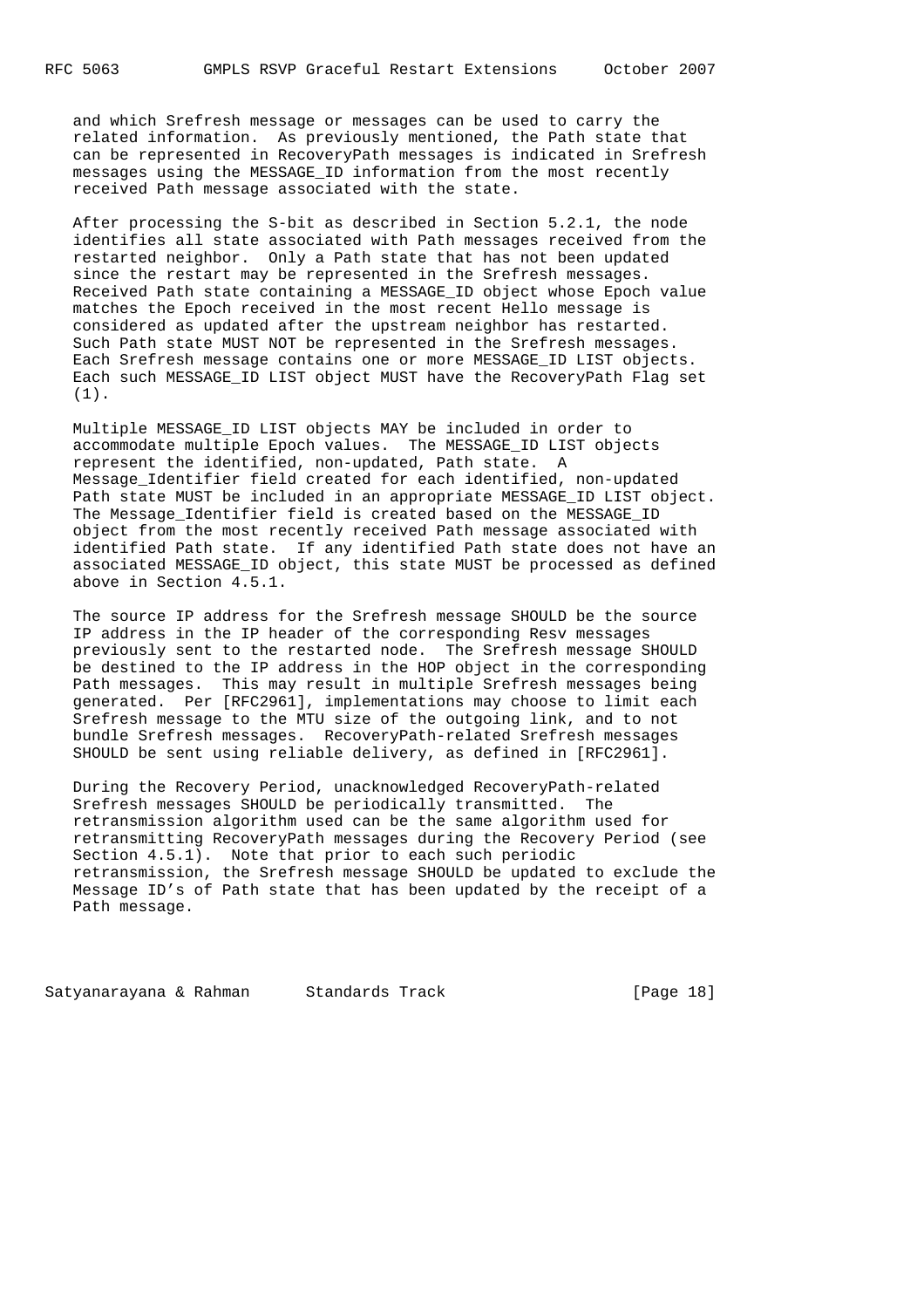and which Srefresh message or messages can be used to carry the related information. As previously mentioned, the Path state that can be represented in RecoveryPath messages is indicated in Srefresh messages using the MESSAGE_ID information from the most recently received Path message associated with the state.

After processing the S-bit as described in Section 5.2.1, the node identifies all state associated with Path messages received from the restarted neighbor. Only a Path state that has not been updated since the restart may be represented in the Srefresh messages. Received Path state containing a MESSAGE_ID object whose Epoch value matches the Epoch received in the most recent Hello message is considered as updated after the upstream neighbor has restarted. Such Path state MUST NOT be represented in the Srefresh messages. Each Srefresh message contains one or more MESSAGE_ID LIST objects. Each such MESSAGE_ID LIST object MUST have the RecoveryPath Flag set (1).

Multiple MESSAGE_ID LIST objects MAY be included in order to accommodate multiple Epoch values. The MESSAGE_ID LIST objects represent the identified, non-updated, Path state. A Message_Identifier field created for each identified, non-updated Path state MUST be included in an appropriate MESSAGE_ID LIST object. The Message_Identifier field is created based on the MESSAGE_ID object from the most recently received Path message associated with identified Path state. If any identified Path state does not have an associated MESSAGE_ID object, this state MUST be processed as defined above in Section 4.5.1.

The source IP address for the Srefresh message SHOULD be the source IP address in the IP header of the corresponding Resv messages previously sent to the restarted node. The Srefresh message SHOULD be destined to the IP address in the HOP object in the corresponding Path messages. This may result in multiple Srefresh messages being generated. Per [RFC2961], implementations may choose to limit each Srefresh message to the MTU size of the outgoing link, and to not bundle Srefresh messages. RecoveryPath-related Srefresh messages SHOULD be sent using reliable delivery, as defined in [RFC2961].

During the Recovery Period, unacknowledged RecoveryPath-related Srefresh messages SHOULD be periodically transmitted. The retransmission algorithm used can be the same algorithm used for retransmitting RecoveryPath messages during the Recovery Period (see Section 4.5.1). Note that prior to each such periodic retransmission, the Srefresh message SHOULD be updated to exclude the Message ID's of Path state that has been updated by the receipt of a Path message.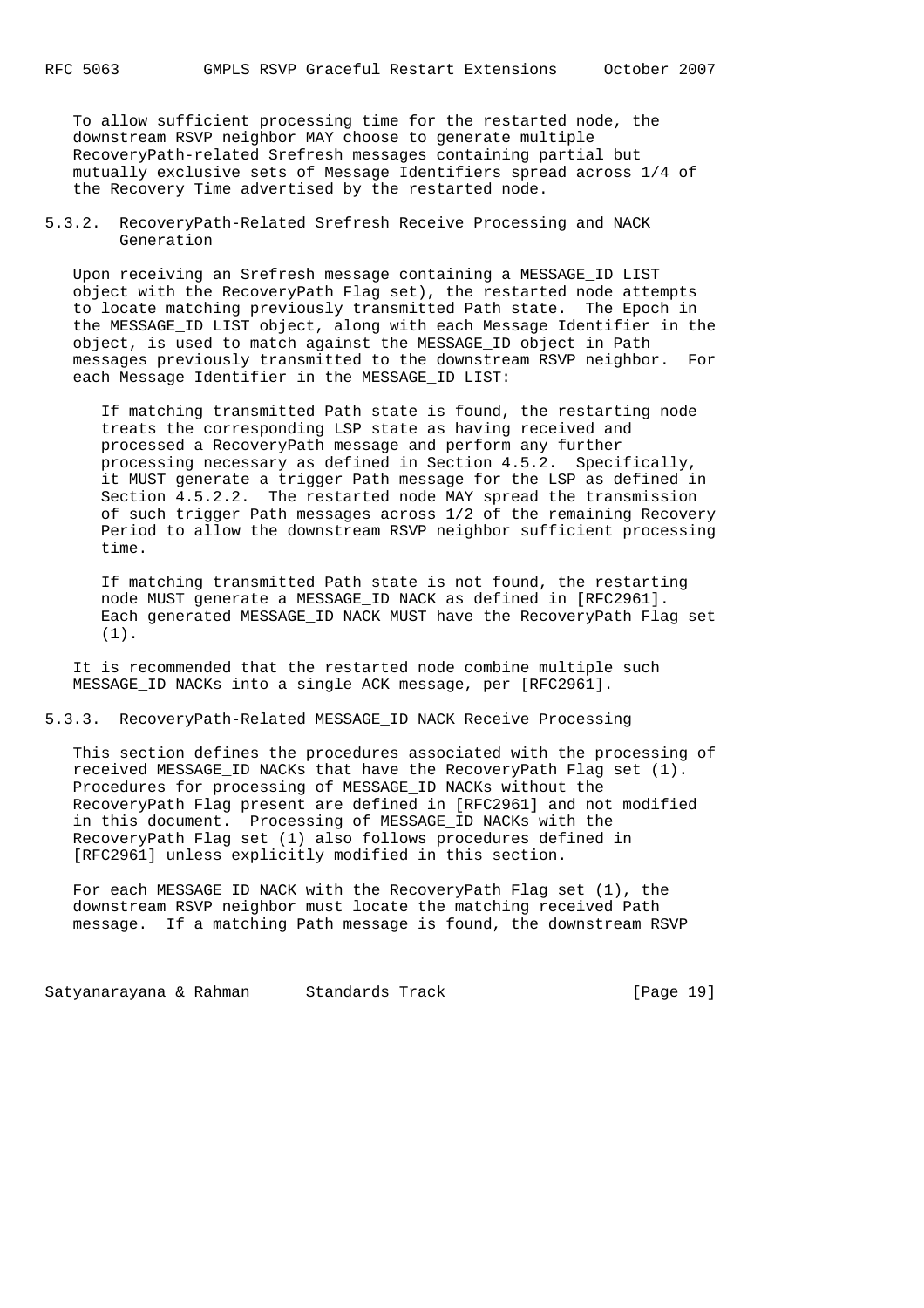To allow sufficient processing time for the restarted node, the downstream RSVP neighbor MAY choose to generate multiple RecoveryPath-related Srefresh messages containing partial but mutually exclusive sets of Message Identifiers spread across 1/4 of the Recovery Time advertised by the restarted node.

### 5.3.2. RecoveryPath-Related Srefresh Receive Processing and NACK Generation

Upon receiving an Srefresh message containing a MESSAGE_ID LIST object with the RecoveryPath Flag set), the restarted node attempts to locate matching previously transmitted Path state. The Epoch in the MESSAGE_ID LIST object, along with each Message Identifier in the object, is used to match against the MESSAGE_ID object in Path messages previously transmitted to the downstream RSVP neighbor. For each Message Identifier in the MESSAGE_ID LIST:

> If matching transmitted Path state is found, the restarting node treats the corresponding LSP state as having received and processed a RecoveryPath message and perform any further processing necessary as defined in Section 4.5.2. Specifically, it MUST generate a trigger Path message for the LSP as defined in Section 4.5.2.2. The restarted node MAY spread the transmission of such trigger Path messages across 1/2 of the remaining Recovery Period to allow the downstream RSVP neighbor sufficient processing time.
>
> If matching transmitted Path state is not found, the restarting node MUST generate a MESSAGE_ID NACK as defined in [RFC2961]. Each generated MESSAGE_ID NACK MUST have the RecoveryPath Flag set (1).

It is recommended that the restarted node combine multiple such MESSAGE_ID NACKs into a single ACK message, per [RFC2961].

### 5.3.3. RecoveryPath-Related MESSAGE_ID NACK Receive Processing

This section defines the procedures associated with the processing of received MESSAGE_ID NACKs that have the RecoveryPath Flag set (1). Procedures for processing of MESSAGE_ID NACKs without the RecoveryPath Flag present are defined in [RFC2961] and not modified in this document. Processing of MESSAGE_ID NACKs with the RecoveryPath Flag set (1) also follows procedures defined in [RFC2961] unless explicitly modified in this section.

For each MESSAGE_ID NACK with the RecoveryPath Flag set (1), the downstream RSVP neighbor must locate the matching received Path message. If a matching Path message is found, the downstream RSVP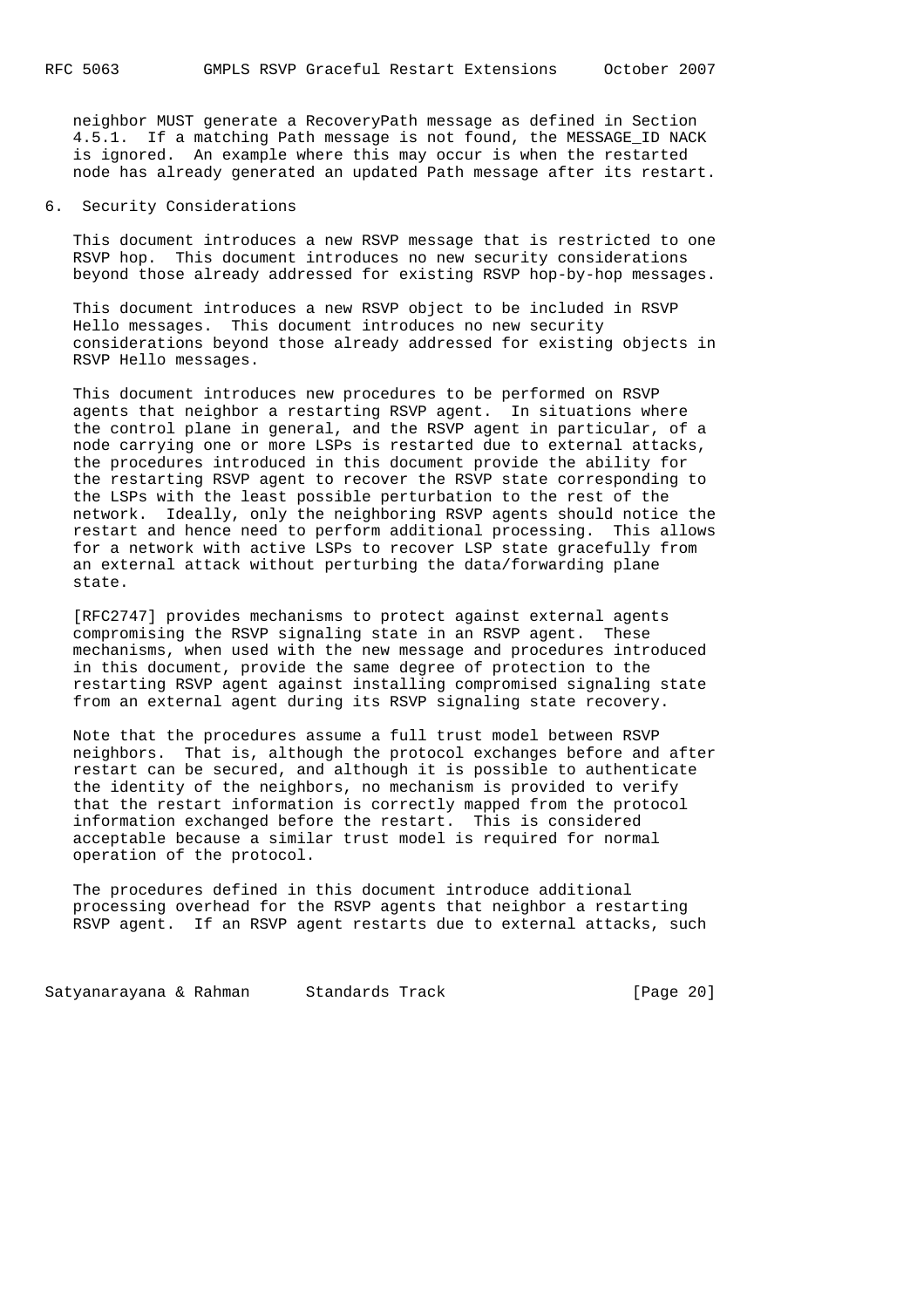neighbor MUST generate a RecoveryPath message as defined in Section 4.5.1. If a matching Path message is not found, the MESSAGE_ID NACK is ignored. An example where this may occur is when the restarted node has already generated an updated Path message after its restart.

## 6. Security Considerations

This document introduces a new RSVP message that is restricted to one RSVP hop. This document introduces no new security considerations beyond those already addressed for existing RSVP hop-by-hop messages.

This document introduces a new RSVP object to be included in RSVP Hello messages. This document introduces no new security considerations beyond those already addressed for existing objects in RSVP Hello messages.

This document introduces new procedures to be performed on RSVP agents that neighbor a restarting RSVP agent. In situations where the control plane in general, and the RSVP agent in particular, of a node carrying one or more LSPs is restarted due to external attacks, the procedures introduced in this document provide the ability for the restarting RSVP agent to recover the RSVP state corresponding to the LSPs with the least possible perturbation to the rest of the network. Ideally, only the neighboring RSVP agents should notice the restart and hence need to perform additional processing. This allows for a network with active LSPs to recover LSP state gracefully from an external attack without perturbing the data/forwarding plane state.

[RFC2747] provides mechanisms to protect against external agents compromising the RSVP signaling state in an RSVP agent. These mechanisms, when used with the new message and procedures introduced in this document, provide the same degree of protection to the restarting RSVP agent against installing compromised signaling state from an external agent during its RSVP signaling state recovery.

Note that the procedures assume a full trust model between RSVP neighbors. That is, although the protocol exchanges before and after restart can be secured, and although it is possible to authenticate the identity of the neighbors, no mechanism is provided to verify that the restart information is correctly mapped from the protocol information exchanged before the restart. This is considered acceptable because a similar trust model is required for normal operation of the protocol.

The procedures defined in this document introduce additional processing overhead for the RSVP agents that neighbor a restarting RSVP agent. If an RSVP agent restarts due to external attacks, such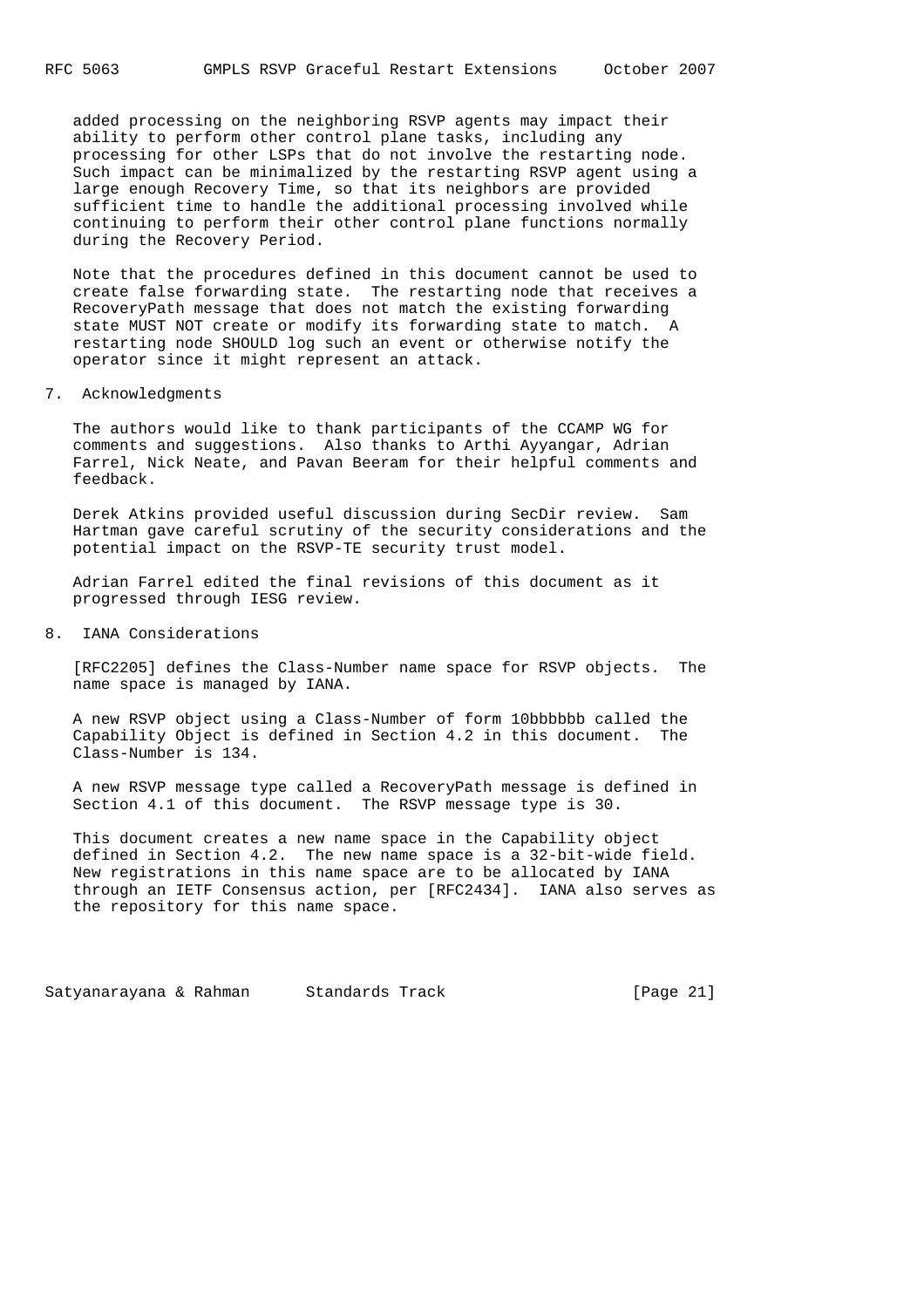added processing on the neighboring RSVP agents may impact their ability to perform other control plane tasks, including any processing for other LSPs that do not involve the restarting node. Such impact can be minimalized by the restarting RSVP agent using a large enough Recovery Time, so that its neighbors are provided sufficient time to handle the additional processing involved while continuing to perform their other control plane functions normally during the Recovery Period.

Note that the procedures defined in this document cannot be used to create false forwarding state. The restarting node that receives a RecoveryPath message that does not match the existing forwarding state MUST NOT create or modify its forwarding state to match. A restarting node SHOULD log such an event or otherwise notify the operator since it might represent an attack.

## 7. Acknowledgments

The authors would like to thank participants of the CCAMP WG for comments and suggestions. Also thanks to Arthi Ayyangar, Adrian Farrel, Nick Neate, and Pavan Beeram for their helpful comments and feedback.

Derek Atkins provided useful discussion during SecDir review. Sam Hartman gave careful scrutiny of the security considerations and the potential impact on the RSVP-TE security trust model.

Adrian Farrel edited the final revisions of this document as it progressed through IESG review.

## 8. IANA Considerations

[RFC2205] defines the Class-Number name space for RSVP objects. The name space is managed by IANA.

A new RSVP object using a Class-Number of form 10bbbbbb called the Capability Object is defined in Section 4.2 in this document. The Class-Number is 134.

A new RSVP message type called a RecoveryPath message is defined in Section 4.1 of this document. The RSVP message type is 30.

This document creates a new name space in the Capability object defined in Section 4.2. The new name space is a 32-bit-wide field. New registrations in this name space are to be allocated by IANA through an IETF Consensus action, per [RFC2434]. IANA also serves as the repository for this name space.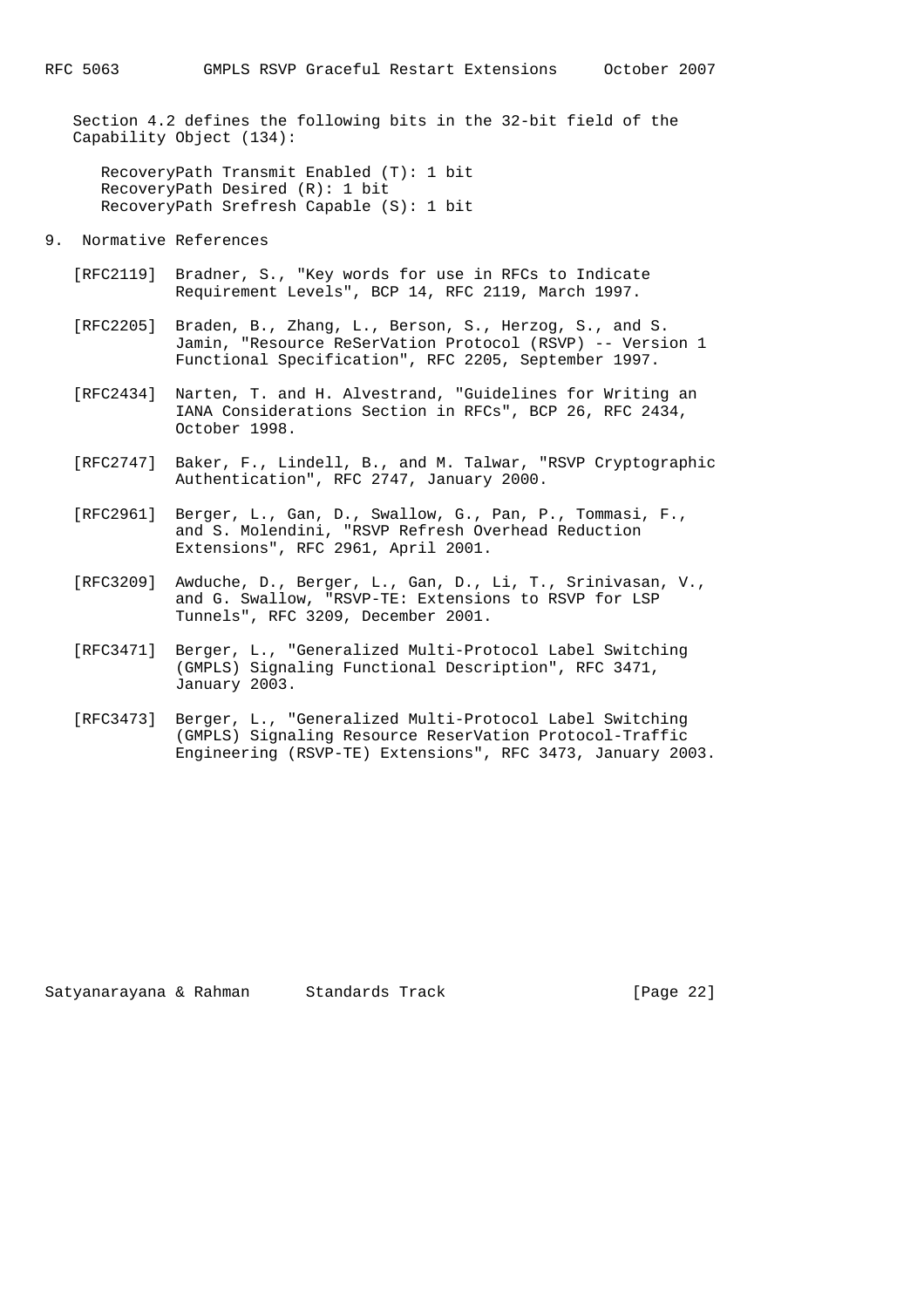Section 4.2 defines the following bits in the 32-bit field of the Capability Object (134):

- RecoveryPath Transmit Enabled (T): 1 bit
- RecoveryPath Desired (R): 1 bit
- RecoveryPath Srefresh Capable (S): 1 bit

## 9. Normative References

[RFC2119] Bradner, S., "Key words for use in RFCs to Indicate Requirement Levels", BCP 14, RFC 2119, March 1997.

[RFC2205] Braden, B., Zhang, L., Berson, S., Herzog, S., and S. Jamin, "Resource ReSerVation Protocol (RSVP) -- Version 1 Functional Specification", RFC 2205, September 1997.

[RFC2434] Narten, T. and H. Alvestrand, "Guidelines for Writing an IANA Considerations Section in RFCs", BCP 26, RFC 2434, October 1998.

[RFC2747] Baker, F., Lindell, B., and M. Talwar, "RSVP Cryptographic Authentication", RFC 2747, January 2000.

[RFC2961] Berger, L., Gan, D., Swallow, G., Pan, P., Tommasi, F., and S. Molendini, "RSVP Refresh Overhead Reduction Extensions", RFC 2961, April 2001.

[RFC3209] Awduche, D., Berger, L., Gan, D., Li, T., Srinivasan, V., and G. Swallow, "RSVP-TE: Extensions to RSVP for LSP Tunnels", RFC 3209, December 2001.

[RFC3471] Berger, L., "Generalized Multi-Protocol Label Switching (GMPLS) Signaling Functional Description", RFC 3471, January 2003.

[RFC3473] Berger, L., "Generalized Multi-Protocol Label Switching (GMPLS) Signaling Resource ReserVation Protocol-Traffic Engineering (RSVP-TE) Extensions", RFC 3473, January 2003.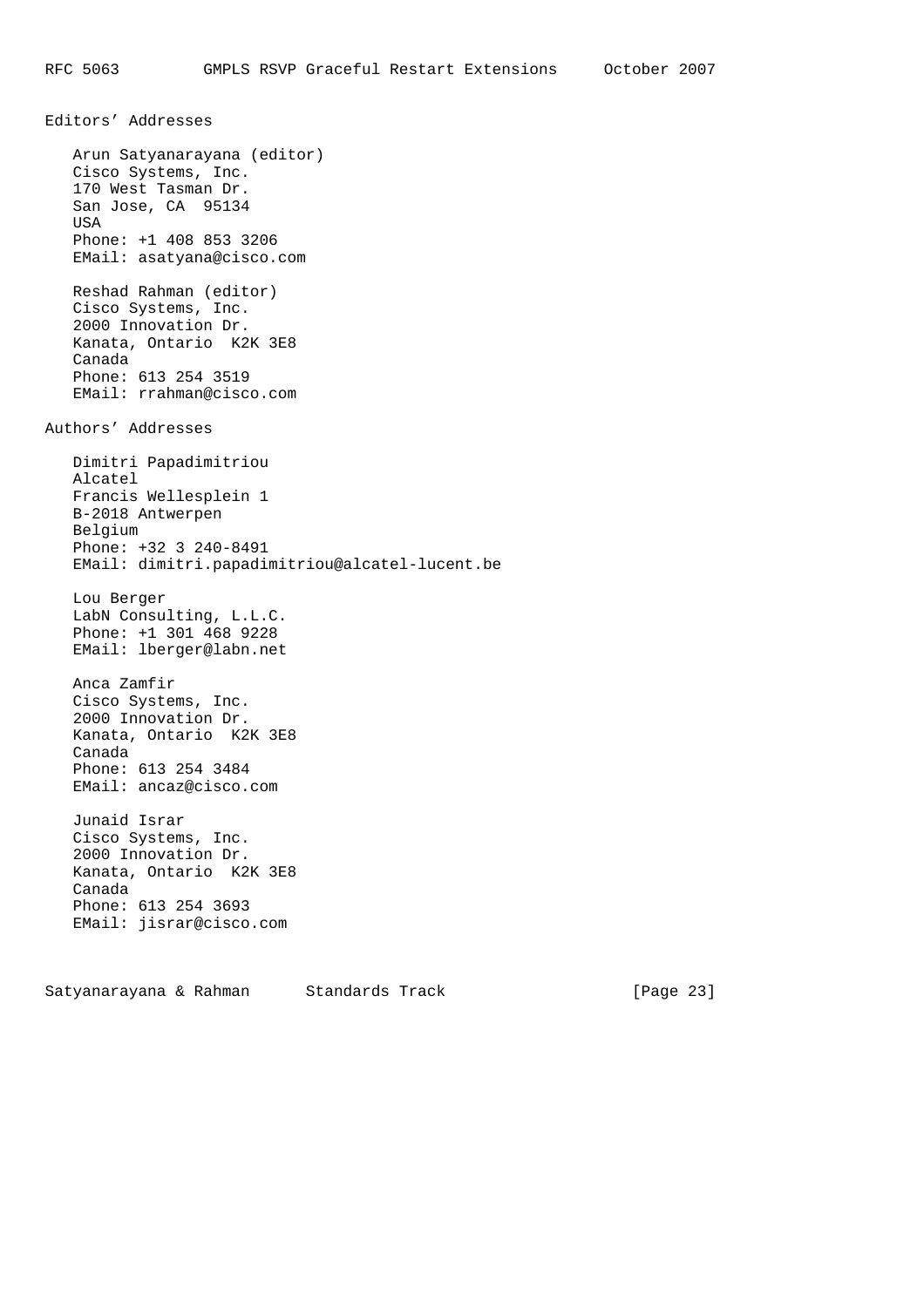## Editors' Addresses

Arun Satyanarayana (editor)
Cisco Systems, Inc.
170 West Tasman Dr.
San Jose, CA 95134
USA
Phone: +1 408 853 3206
EMail: asatyana@cisco.com

Reshad Rahman (editor)
Cisco Systems, Inc.
2000 Innovation Dr.
Kanata, Ontario K2K 3E8
Canada
Phone: 613 254 3519
EMail: rrahman@cisco.com

## Authors' Addresses

Dimitri Papadimitriou
Alcatel
Francis Wellesplein 1
B-2018 Antwerpen
Belgium
Phone: +32 3 240-8491
EMail: dimitri.papadimitriou@alcatel-lucent.be

Lou Berger
LabN Consulting, L.L.C.
Phone: +1 301 468 9228
EMail: lberger@labn.net

Anca Zamfir
Cisco Systems, Inc.
2000 Innovation Dr.
Kanata, Ontario K2K 3E8
Canada
Phone: 613 254 3484
EMail: ancaz@cisco.com

Junaid Israr
Cisco Systems, Inc.
2000 Innovation Dr.
Kanata, Ontario K2K 3E8
Canada
Phone: 613 254 3693
EMail: jisrar@cisco.com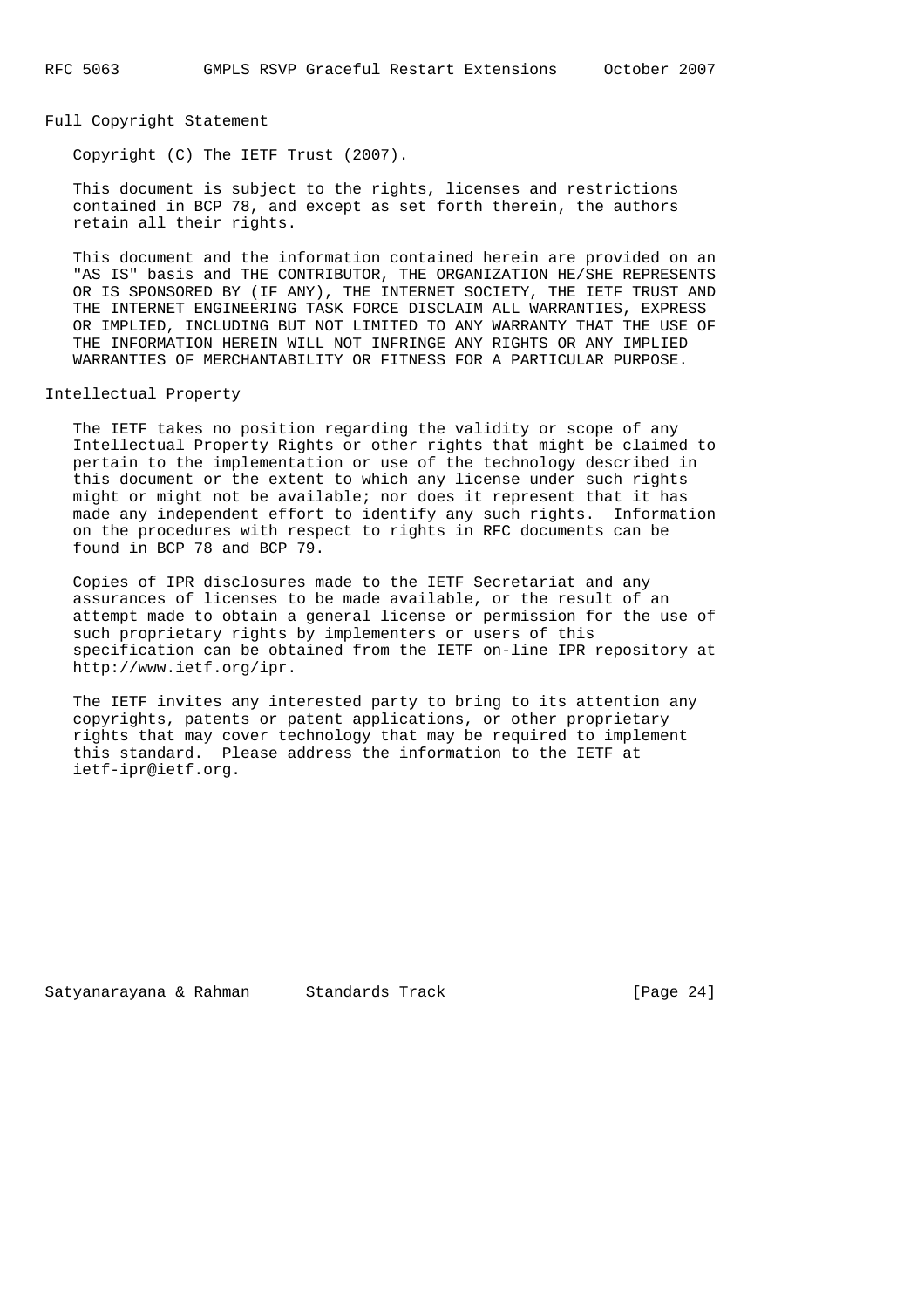## Full Copyright Statement

Copyright (C) The IETF Trust (2007).

This document is subject to the rights, licenses and restrictions contained in BCP 78, and except as set forth therein, the authors retain all their rights.

This document and the information contained herein are provided on an "AS IS" basis and THE CONTRIBUTOR, THE ORGANIZATION HE/SHE REPRESENTS OR IS SPONSORED BY (IF ANY), THE INTERNET SOCIETY, THE IETF TRUST AND THE INTERNET ENGINEERING TASK FORCE DISCLAIM ALL WARRANTIES, EXPRESS OR IMPLIED, INCLUDING BUT NOT LIMITED TO ANY WARRANTY THAT THE USE OF THE INFORMATION HEREIN WILL NOT INFRINGE ANY RIGHTS OR ANY IMPLIED WARRANTIES OF MERCHANTABILITY OR FITNESS FOR A PARTICULAR PURPOSE.

## Intellectual Property

The IETF takes no position regarding the validity or scope of any Intellectual Property Rights or other rights that might be claimed to pertain to the implementation or use of the technology described in this document or the extent to which any license under such rights might or might not be available; nor does it represent that it has made any independent effort to identify any such rights. Information on the procedures with respect to rights in RFC documents can be found in BCP 78 and BCP 79.

Copies of IPR disclosures made to the IETF Secretariat and any assurances of licenses to be made available, or the result of an attempt made to obtain a general license or permission for the use of such proprietary rights by implementers or users of this specification can be obtained from the IETF on-line IPR repository at http://www.ietf.org/ipr.

The IETF invites any interested party to bring to its attention any copyrights, patents or patent applications, or other proprietary rights that may cover technology that may be required to implement this standard. Please address the information to the IETF at ietf-ipr@ietf.org.